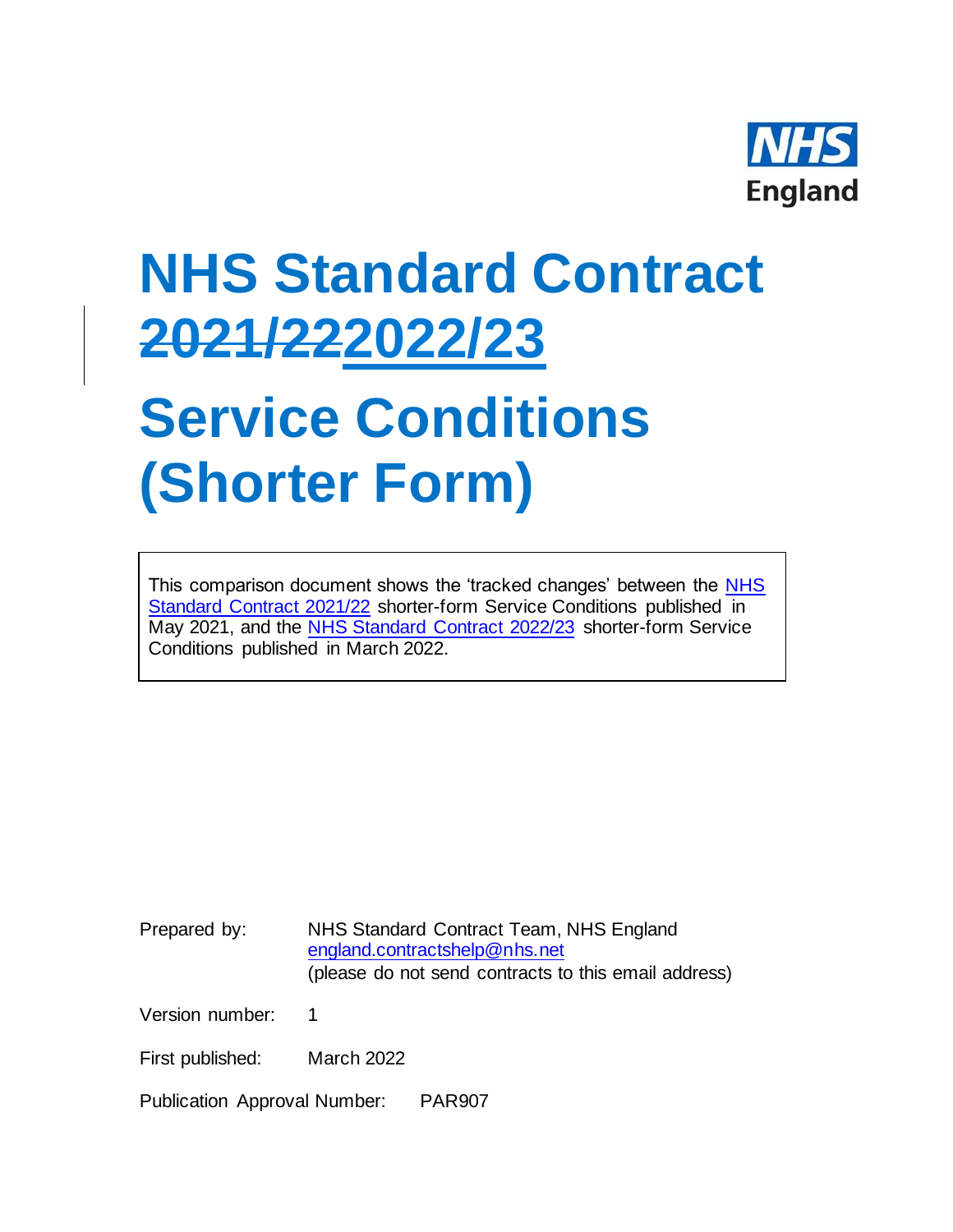NHS England

# NHS Standard Contract ~~2021/22~~2022/23

# Service Conditions (Shorter Form)

This comparison document shows the 'tracked changes' between the NHS Standard Contract 2021/22 shorter-form Service Conditions published in May 2021, and the NHS Standard Contract 2022/23 shorter-form Service Conditions published in March 2022.

| | |
|---|---|
| Prepared by: | NHS Standard Contract Team, NHS England<br>england.contractshelp@nhs.net<br>(please do not send contracts to this email address) |
| Version number: | 1 |
| First published: | March 2022 |
| Publication Approval Number: | PAR907 |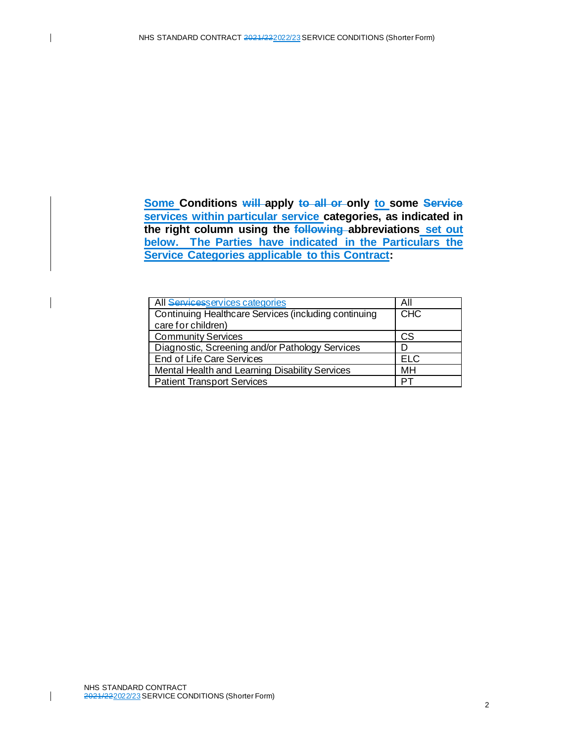**Some Conditions ~~will~~ apply ~~to all or~~ only to some ~~Service~~ services within particular service categories, as indicated in the right column using the ~~following~~ abbreviations set out below. The Parties have indicated in the Particulars the Service Categories applicable to this Contract:**

| All ~~Services~~services categories | All |
|---|---|
| Continuing Healthcare Services (including continuing care for children) | CHC |
| Community Services | CS |
| Diagnostic, Screening and/or Pathology Services | D |
| End of Life Care Services | ELC |
| Mental Health and Learning Disability Services | MH |
| Patient Transport Services | PT |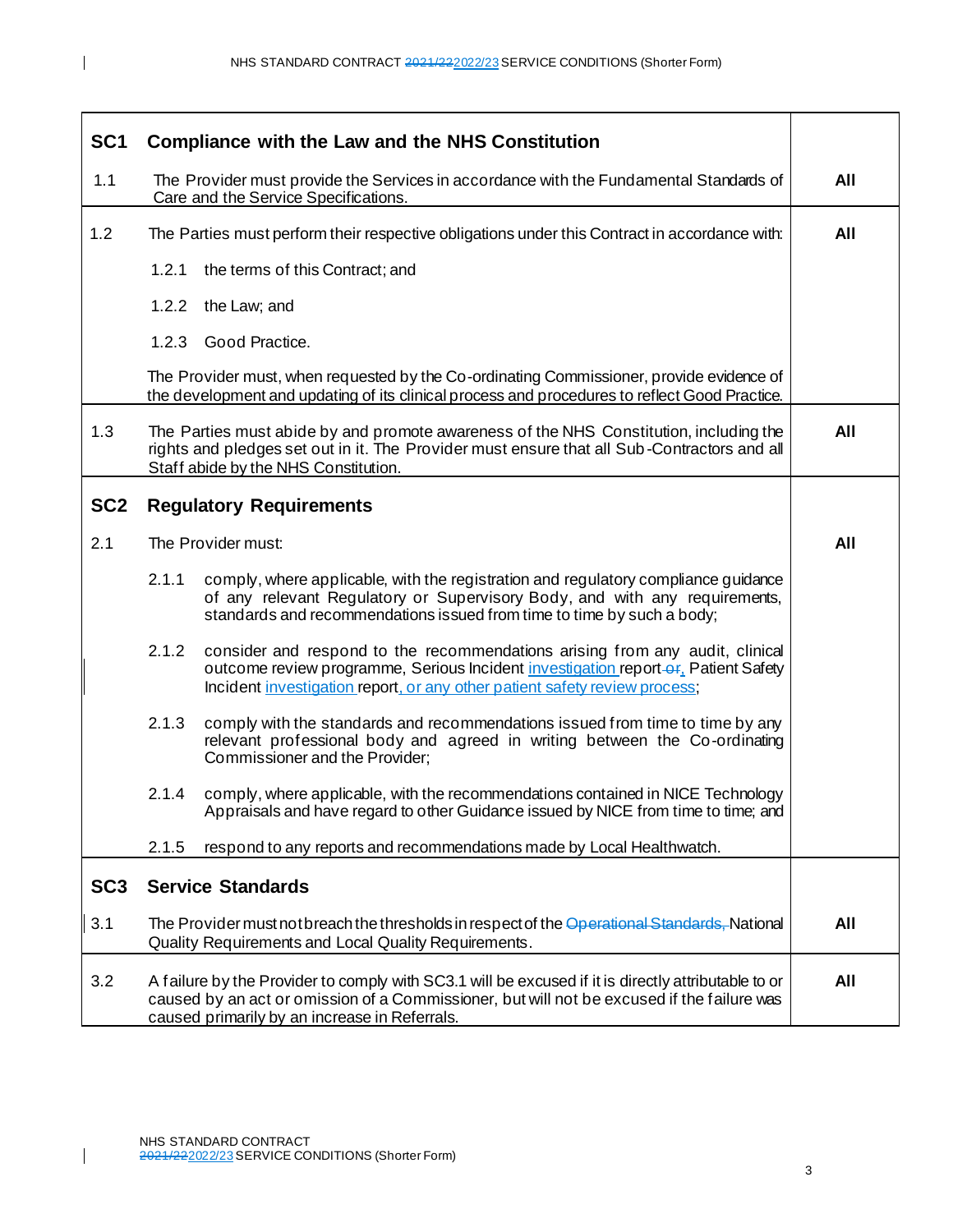| | | |
|---|---|---|
| **SC1** | **Compliance with the Law and the NHS Constitution** | |
| 1.1 | The Provider must provide the Services in accordance with the Fundamental Standards of Care and the Service Specifications. | **All** |
| 1.2 | The Parties must perform their respective obligations under this Contract in accordance with:<br><br>1.2.1 the terms of this Contract; and<br><br>1.2.2 the Law; and<br><br>1.2.3 Good Practice.<br><br>The Provider must, when requested by the Co-ordinating Commissioner, provide evidence of the development and updating of its clinical process and procedures to reflect Good Practice. | **All** |
| 1.3 | The Parties must abide by and promote awareness of the NHS Constitution, including the rights and pledges set out in it. The Provider must ensure that all Sub-Contractors and all Staff abide by the NHS Constitution. | **All** |
| **SC2** | **Regulatory Requirements** | |
| 2.1 | The Provider must:<br><br>2.1.1 comply, where applicable, with the registration and regulatory compliance guidance of any relevant Regulatory or Supervisory Body, and with any requirements, standards and recommendations issued from time to time by such a body;<br><br>2.1.2 consider and respond to the recommendations arising from any audit, clinical outcome review programme, Serious Incident investigation report ~~or~~, Patient Safety Incident investigation report, or any other patient safety review process;<br><br>2.1.3 comply with the standards and recommendations issued from time to time by any relevant professional body and agreed in writing between the Co-ordinating Commissioner and the Provider;<br><br>2.1.4 comply, where applicable, with the recommendations contained in NICE Technology Appraisals and have regard to other Guidance issued by NICE from time to time; and<br><br>2.1.5 respond to any reports and recommendations made by Local Healthwatch. | **All** |
| **SC3** | **Service Standards** | |
| 3.1 | The Provider must not breach the thresholds in respect of the ~~Operational Standards,~~ National Quality Requirements and Local Quality Requirements. | **All** |
| 3.2 | A failure by the Provider to comply with SC3.1 will be excused if it is directly attributable to or caused by an act or omission of a Commissioner, but will not be excused if the failure was caused primarily by an increase in Referrals. | **All** |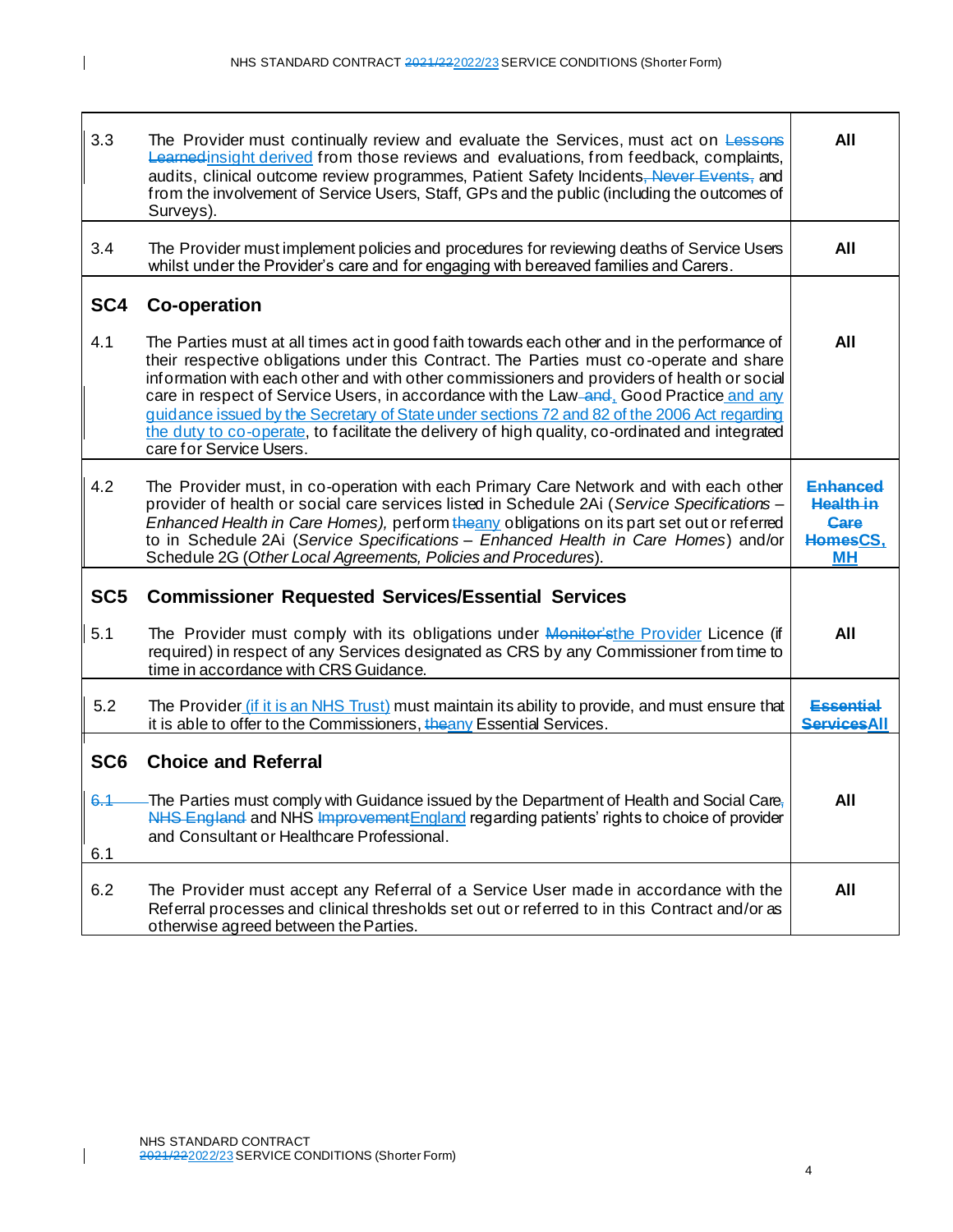| | | |
|---|---|---|
| 3.3 | The Provider must continually review and evaluate the Services, must act on ~~Lessons Learned~~insight derived from those reviews and evaluations, from feedback, complaints, audits, clinical outcome review programmes, Patient Safety Incidents~~, Never Events,~~ and from the involvement of Service Users, Staff, GPs and the public (including the outcomes of Surveys). | **All** |
| 3.4 | The Provider must implement policies and procedures for reviewing deaths of Service Users whilst under the Provider's care and for engaging with bereaved families and Carers. | **All** |
| **SC4** | **Co-operation** | |
| 4.1 | The Parties must at all times act in good faith towards each other and in the performance of their respective obligations under this Contract. The Parties must co-operate and share information with each other and with other commissioners and providers of health or social care in respect of Service Users, in accordance with the Law ~~and~~, Good Practice and any guidance issued by the Secretary of State under sections 72 and 82 of the 2006 Act regarding the duty to co-operate, to facilitate the delivery of high quality, co-ordinated and integrated care for Service Users. | **All** |
| 4.2 | The Provider must, in co-operation with each Primary Care Network and with each other provider of health or social care services listed in Schedule 2Ai (*Service Specifications – Enhanced Health in Care Homes),* perform ~~the~~any obligations on its part set out or referred to in Schedule 2Ai (*Service Specifications – Enhanced Health in Care Homes*) and/or Schedule 2G (*Other Local Agreements, Policies and Procedures*). | ~~**Enhanced Health in Care Homes**~~**CS, MH** |
| **SC5** | **Commissioner Requested Services/Essential Services** | |
| 5.1 | The Provider must comply with its obligations under ~~Monitor's~~the Provider Licence (if required) in respect of any Services designated as CRS by any Commissioner from time to time in accordance with CRS Guidance. | **All** |
| 5.2 | The Provider (if it is an NHS Trust) must maintain its ability to provide, and must ensure that it is able to offer to the Commissioners, ~~the~~any Essential Services. | ~~**Essential Services**~~**All** |
| **SC6** | **Choice and Referral** | |
| ~~6.1~~ 6.1 | The Parties must comply with Guidance issued by the Department of Health and Social Care~~, NHS England~~ and NHS ~~Improvement~~England regarding patients' rights to choice of provider and Consultant or Healthcare Professional. | **All** |
| 6.2 | The Provider must accept any Referral of a Service User made in accordance with the Referral processes and clinical thresholds set out or referred to in this Contract and/or as otherwise agreed between the Parties. | **All** |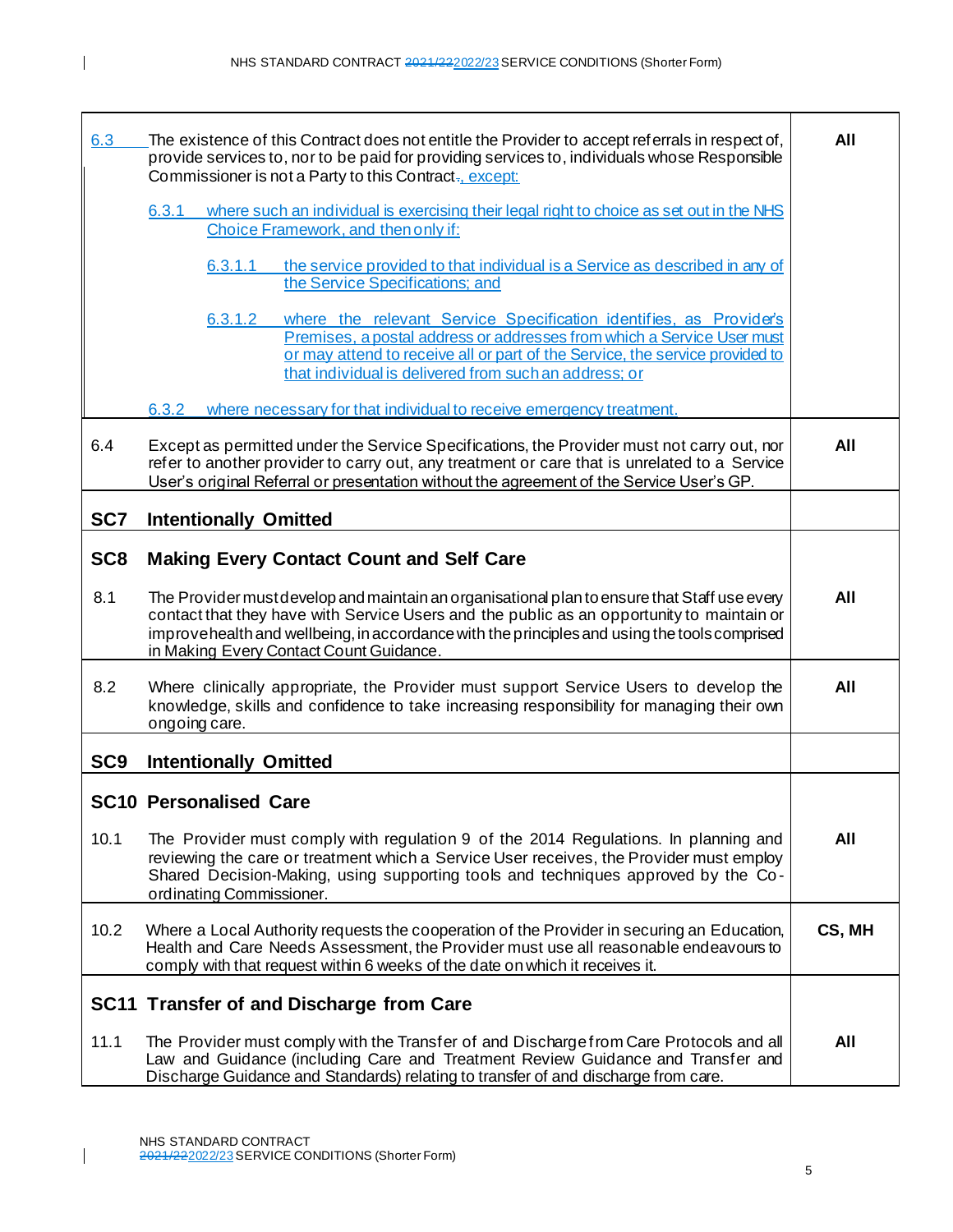| | | |
|---|---|---|
| 6.3 | The existence of this Contract does not entitle the Provider to accept referrals in respect of, provide services to, nor to be paid for providing services to, individuals whose Responsible Commissioner is not a Party to this Contract., except:<br><br>6.3.1 where such an individual is exercising their legal right to choice as set out in the NHS Choice Framework, and then only if:<br><br>6.3.1.1 the service provided to that individual is a Service as described in any of the Service Specifications; and<br><br>6.3.1.2 where the relevant Service Specification identifies, as Provider's Premises, a postal address or addresses from which a Service User must or may attend to receive all or part of the Service, the service provided to that individual is delivered from such an address; or<br><br>6.3.2 where necessary for that individual to receive emergency treatment. | **All** |
| 6.4 | Except as permitted under the Service Specifications, the Provider must not carry out, nor refer to another provider to carry out, any treatment or care that is unrelated to a Service User's original Referral or presentation without the agreement of the Service User's GP. | **All** |
| **SC7** | **Intentionally Omitted** | |
| **SC8** | **Making Every Contact Count and Self Care** | |
| 8.1 | The Provider must develop and maintain an organisational plan to ensure that Staff use every contact that they have with Service Users and the public as an opportunity to maintain or improve health and wellbeing, in accordance with the principles and using the tools comprised in Making Every Contact Count Guidance. | **All** |
| 8.2 | Where clinically appropriate, the Provider must support Service Users to develop the knowledge, skills and confidence to take increasing responsibility for managing their own ongoing care. | **All** |
| **SC9** | **Intentionally Omitted** | |
| **SC10** | **Personalised Care** | |
| 10.1 | The Provider must comply with regulation 9 of the 2014 Regulations. In planning and reviewing the care or treatment which a Service User receives, the Provider must employ Shared Decision-Making, using supporting tools and techniques approved by the Co-ordinating Commissioner. | **All** |
| 10.2 | Where a Local Authority requests the cooperation of the Provider in securing an Education, Health and Care Needs Assessment, the Provider must use all reasonable endeavours to comply with that request within 6 weeks of the date on which it receives it. | **CS, MH** |
| **SC11** | **Transfer of and Discharge from Care** | |
| 11.1 | The Provider must comply with the Transfer of and Discharge from Care Protocols and all Law and Guidance (including Care and Treatment Review Guidance and Transfer and Discharge Guidance and Standards) relating to transfer of and discharge from care. | **All** |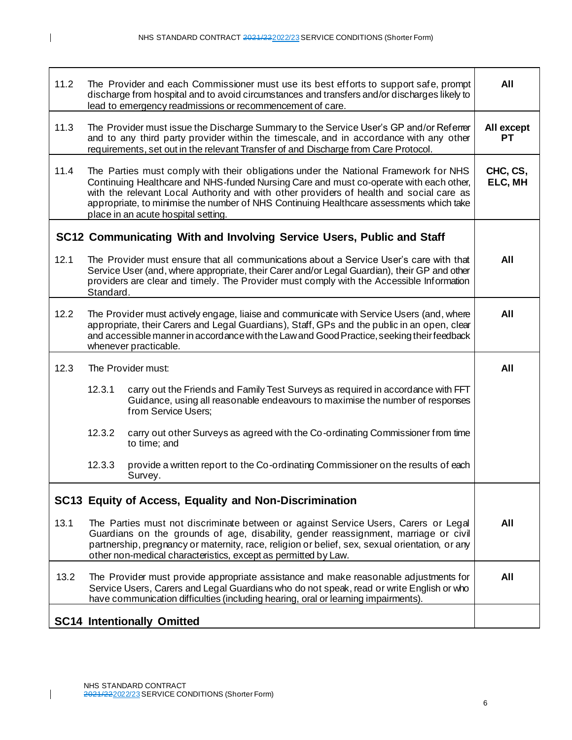| | | |
|---|---|---|
| 11.2 | The Provider and each Commissioner must use its best efforts to support safe, prompt discharge from hospital and to avoid circumstances and transfers and/or discharges likely to lead to emergency readmissions or recommencement of care. | **All** |
| 11.3 | The Provider must issue the Discharge Summary to the Service User's GP and/or Referrer and to any third party provider within the timescale, and in accordance with any other requirements, set out in the relevant Transfer of and Discharge from Care Protocol. | **All except PT** |
| 11.4 | The Parties must comply with their obligations under the National Framework for NHS Continuing Healthcare and NHS-funded Nursing Care and must co-operate with each other, with the relevant Local Authority and with other providers of health and social care as appropriate, to minimise the number of NHS Continuing Healthcare assessments which take place in an acute hospital setting. | **CHC, CS, ELC, MH** |

## SC12 Communicating With and Involving Service Users, Public and Staff

| | | |
|---|---|---|
| 12.1 | The Provider must ensure that all communications about a Service User's care with that Service User (and, where appropriate, their Carer and/or Legal Guardian), their GP and other providers are clear and timely. The Provider must comply with the Accessible Information Standard. | **All** |
| 12.2 | The Provider must actively engage, liaise and communicate with Service Users (and, where appropriate, their Carers and Legal Guardians), Staff, GPs and the public in an open, clear and accessible manner in accordance with the Law and Good Practice, seeking their feedback whenever practicable. | **All** |
| 12.3 | The Provider must:<br><br>12.3.1 carry out the Friends and Family Test Surveys as required in accordance with FFT Guidance, using all reasonable endeavours to maximise the number of responses from Service Users;<br><br>12.3.2 carry out other Surveys as agreed with the Co-ordinating Commissioner from time to time; and<br><br>12.3.3 provide a written report to the Co-ordinating Commissioner on the results of each Survey. | **All** |

## SC13 Equity of Access, Equality and Non-Discrimination

| | | |
|---|---|---|
| 13.1 | The Parties must not discriminate between or against Service Users, Carers or Legal Guardians on the grounds of age, disability, gender reassignment, marriage or civil partnership, pregnancy or maternity, race, religion or belief, sex, sexual orientation, or any other non-medical characteristics, except as permitted by Law. | **All** |
| 13.2 | The Provider must provide appropriate assistance and make reasonable adjustments for Service Users, Carers and Legal Guardians who do not speak, read or write English or who have communication difficulties (including hearing, oral or learning impairments). | **All** |

## SC14 Intentionally Omitted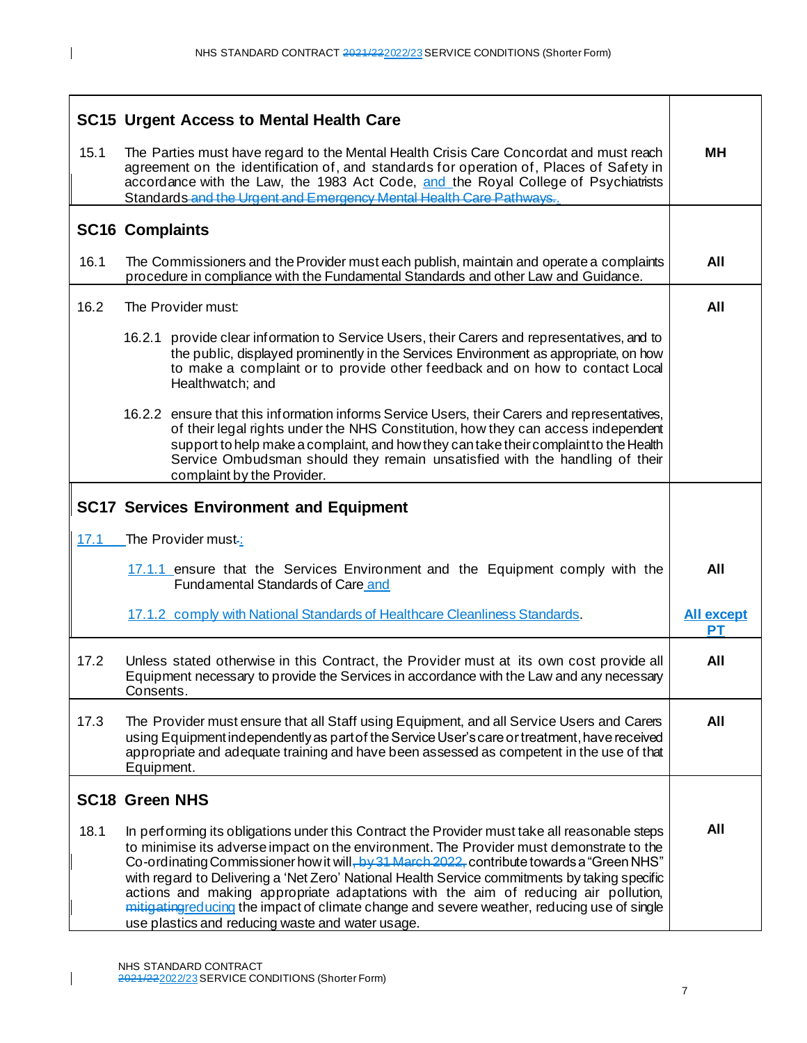| | | |
|---|---|---|
| **SC15 Urgent Access to Mental Health Care** | | |
| 15.1 | The Parties must have regard to the Mental Health Crisis Care Concordat and must reach agreement on the identification of, and standards for operation of, Places of Safety in accordance with the Law, the 1983 Act Code, and the Royal College of Psychiatrists Standards ~~and the Urgent and Emergency Mental Health Care Pathways.~~. | **MH** |
| **SC16 Complaints** | | |
| 16.1 | The Commissioners and the Provider must each publish, maintain and operate a complaints procedure in compliance with the Fundamental Standards and other Law and Guidance. | **All** |
| 16.2 | The Provider must:<br><br>16.2.1 provide clear information to Service Users, their Carers and representatives, and to the public, displayed prominently in the Services Environment as appropriate, on how to make a complaint or to provide other feedback and on how to contact Local Healthwatch; and<br><br>16.2.2 ensure that this information informs Service Users, their Carers and representatives, of their legal rights under the NHS Constitution, how they can access independent support to help make a complaint, and how they can take their complaint to the Health Service Ombudsman should they remain unsatisfied with the handling of their complaint by the Provider. | **All** |
| **SC17 Services Environment and Equipment** | | |
| 17.1 | The Provider must~~.~~: | |
| | 17.1.1 ensure that the Services Environment and the Equipment comply with the Fundamental Standards of Care and | **All** |
| | 17.1.2 comply with National Standards of Healthcare Cleanliness Standards. | **All except PT** |
| 17.2 | Unless stated otherwise in this Contract, the Provider must at its own cost provide all Equipment necessary to provide the Services in accordance with the Law and any necessary Consents. | **All** |
| 17.3 | The Provider must ensure that all Staff using Equipment, and all Service Users and Carers using Equipment independently as part of the Service User's care or treatment, have received appropriate and adequate training and have been assessed as competent in the use of that Equipment. | **All** |
| **SC18 Green NHS** | | |
| 18.1 | In performing its obligations under this Contract the Provider must take all reasonable steps to minimise its adverse impact on the environment. The Provider must demonstrate to the Co-ordinating Commissioner how it will~~, by 31 March 2022,~~ contribute towards a "Green NHS" with regard to Delivering a 'Net Zero' National Health Service commitments by taking specific actions and making appropriate adaptations with the aim of reducing air pollution, ~~mitigating~~reducing the impact of climate change and severe weather, reducing use of single use plastics and reducing waste and water usage. | **All** |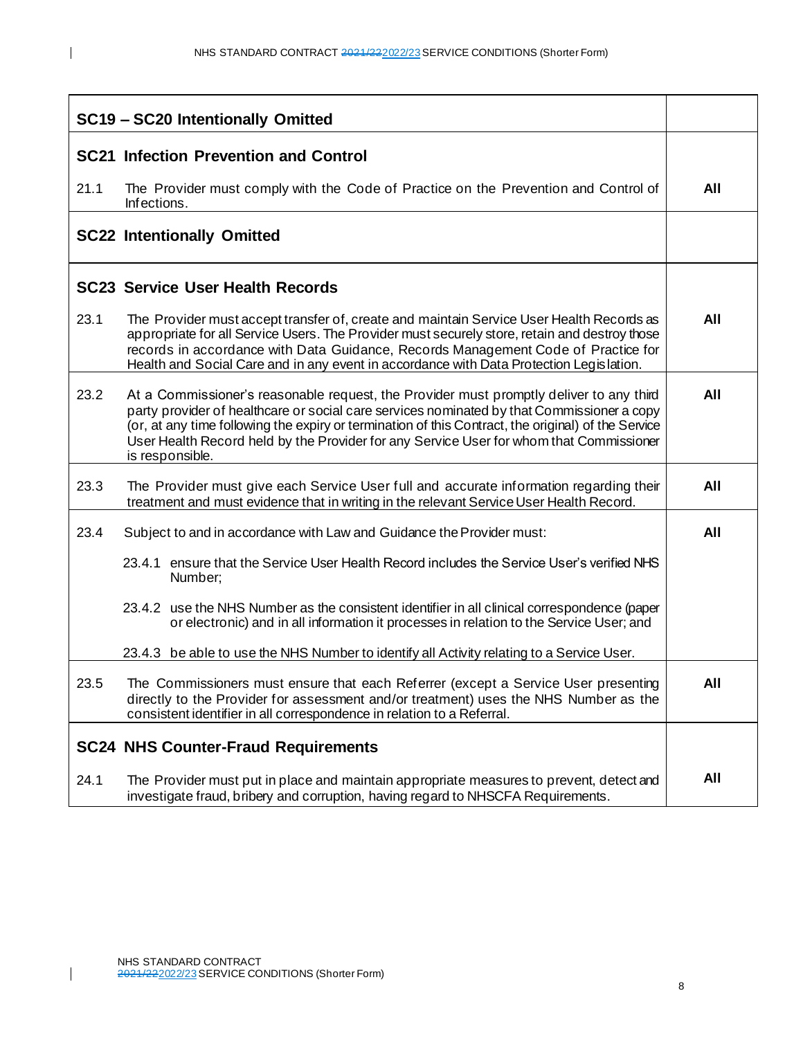| | |
|---|---|
| **SC19 – SC20 Intentionally Omitted** | |
| **SC21 Infection Prevention and Control** | |
| 21.1 The Provider must comply with the Code of Practice on the Prevention and Control of Infections. | **All** |
| **SC22 Intentionally Omitted** | |
| **SC23 Service User Health Records** | |
| 23.1 The Provider must accept transfer of, create and maintain Service User Health Records as appropriate for all Service Users. The Provider must securely store, retain and destroy those records in accordance with Data Guidance, Records Management Code of Practice for Health and Social Care and in any event in accordance with Data Protection Legislation. | **All** |
| 23.2 At a Commissioner's reasonable request, the Provider must promptly deliver to any third party provider of healthcare or social care services nominated by that Commissioner a copy (or, at any time following the expiry or termination of this Contract, the original) of the Service User Health Record held by the Provider for any Service User for whom that Commissioner is responsible. | **All** |
| 23.3 The Provider must give each Service User full and accurate information regarding their treatment and must evidence that in writing in the relevant Service User Health Record. | **All** |
| 23.4 Subject to and in accordance with Law and Guidance the Provider must:<br><br>23.4.1 ensure that the Service User Health Record includes the Service User's verified NHS Number;<br><br>23.4.2 use the NHS Number as the consistent identifier in all clinical correspondence (paper or electronic) and in all information it processes in relation to the Service User; and<br><br>23.4.3 be able to use the NHS Number to identify all Activity relating to a Service User. | **All** |
| 23.5 The Commissioners must ensure that each Referrer (except a Service User presenting directly to the Provider for assessment and/or treatment) uses the NHS Number as the consistent identifier in all correspondence in relation to a Referral. | **All** |
| **SC24 NHS Counter-Fraud Requirements** | |
| 24.1 The Provider must put in place and maintain appropriate measures to prevent, detect and investigate fraud, bribery and corruption, having regard to NHSCFA Requirements. | **All** |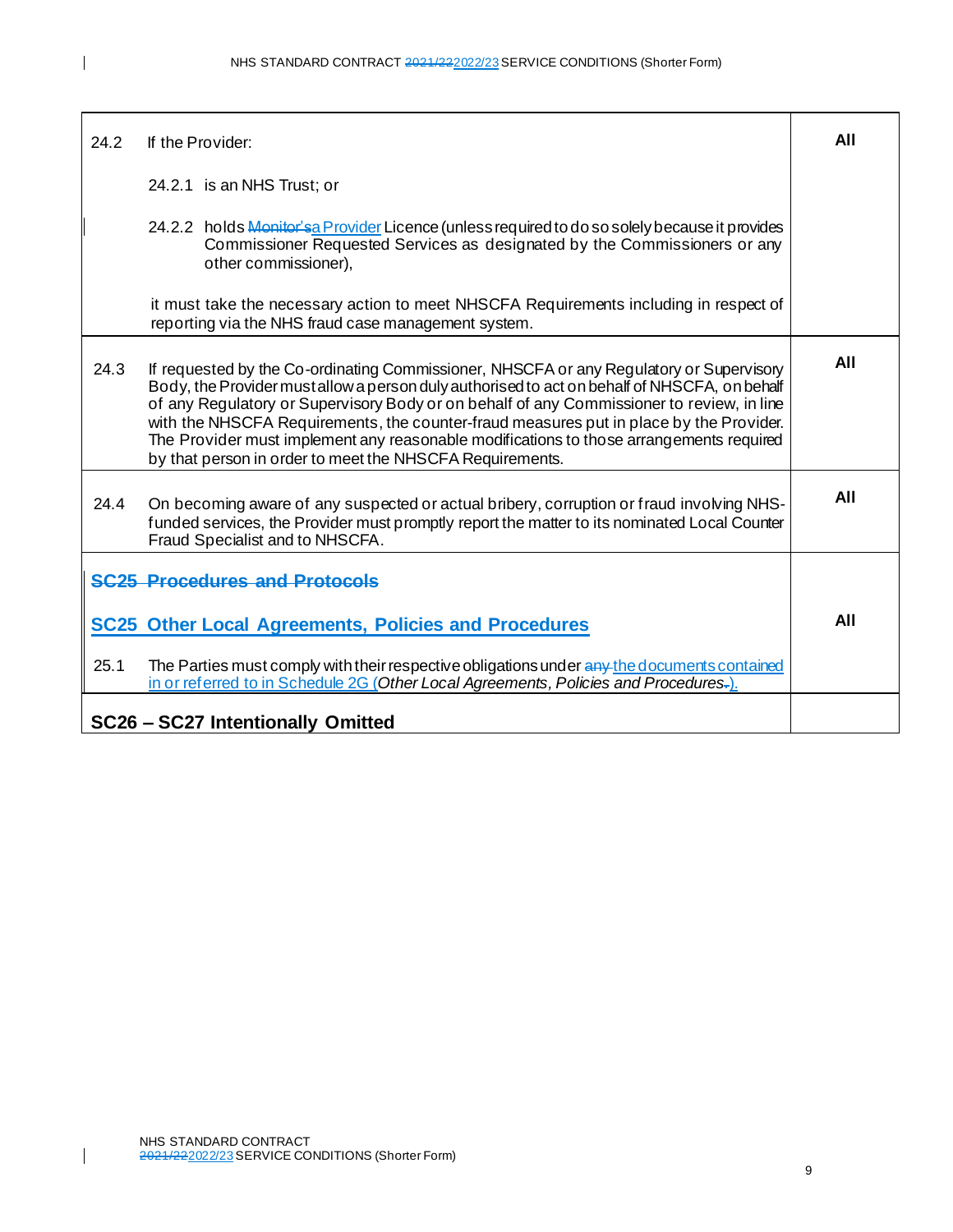| | | |
|---|---|---|
| 24.2 | If the Provider:<br><br>24.2.1 is an NHS Trust; or<br><br>24.2.2 holds ~~Monitor's~~ a Provider Licence (unless required to do so solely because it provides Commissioner Requested Services as designated by the Commissioners or any other commissioner),<br><br>it must take the necessary action to meet NHSCFA Requirements including in respect of reporting via the NHS fraud case management system. | **All** |
| 24.3 | If requested by the Co-ordinating Commissioner, NHSCFA or any Regulatory or Supervisory Body, the Provider must allow a person duly authorised to act on behalf of NHSCFA, on behalf of any Regulatory or Supervisory Body or on behalf of any Commissioner to review, in line with the NHSCFA Requirements, the counter-fraud measures put in place by the Provider. The Provider must implement any reasonable modifications to those arrangements required by that person in order to meet the NHSCFA Requirements. | **All** |
| 24.4 | On becoming aware of any suspected or actual bribery, corruption or fraud involving NHS-funded services, the Provider must promptly report the matter to its nominated Local Counter Fraud Specialist and to NHSCFA. | **All** |
| **~~SC25 Procedures and Protocols~~**<br><br>**SC25 Other Local Agreements, Policies and Procedures** | | **All** |
| 25.1 | The Parties must comply with their respective obligations under ~~any~~ the documents contained in or referred to in Schedule 2G (*Other Local Agreements, Policies and Procedures*~~.~~). | |
| **SC26 – SC27 Intentionally Omitted** | | |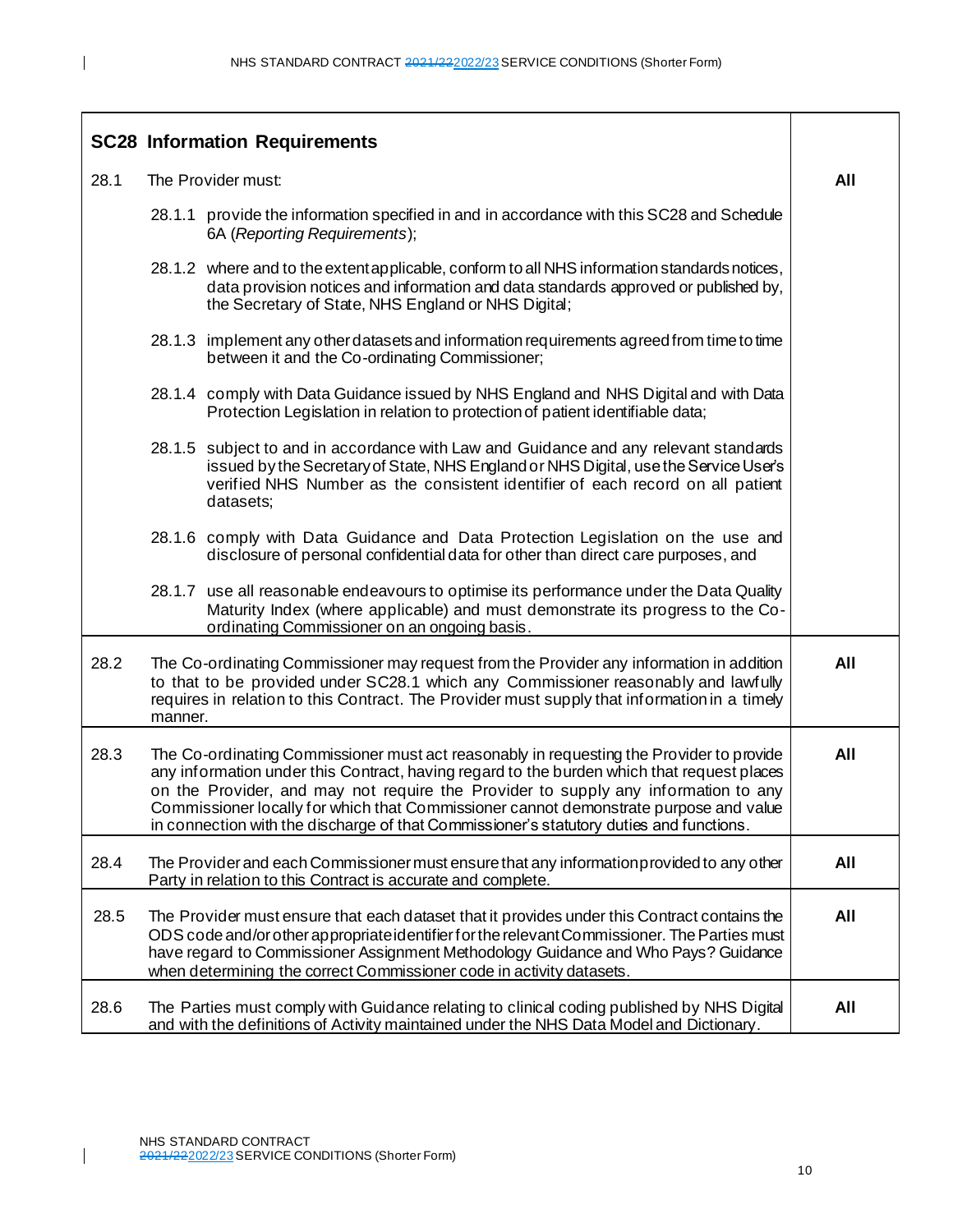## SC28 Information Requirements

| | | |
|---|---|---|
| 28.1 | The Provider must:<br><br>28.1.1 provide the information specified in and in accordance with this SC28 and Schedule 6A (*Reporting Requirements*);<br><br>28.1.2 where and to the extent applicable, conform to all NHS information standards notices, data provision notices and information and data standards approved or published by, the Secretary of State, NHS England or NHS Digital;<br><br>28.1.3 implement any other datasets and information requirements agreed from time to time between it and the Co-ordinating Commissioner;<br><br>28.1.4 comply with Data Guidance issued by NHS England and NHS Digital and with Data Protection Legislation in relation to protection of patient identifiable data;<br><br>28.1.5 subject to and in accordance with Law and Guidance and any relevant standards issued by the Secretary of State, NHS England or NHS Digital, use the Service User's verified NHS Number as the consistent identifier of each record on all patient datasets;<br><br>28.1.6 comply with Data Guidance and Data Protection Legislation on the use and disclosure of personal confidential data for other than direct care purposes, and<br><br>28.1.7 use all reasonable endeavours to optimise its performance under the Data Quality Maturity Index (where applicable) and must demonstrate its progress to the Co-ordinating Commissioner on an ongoing basis. | **All** |
| 28.2 | The Co-ordinating Commissioner may request from the Provider any information in addition to that to be provided under SC28.1 which any Commissioner reasonably and lawfully requires in relation to this Contract. The Provider must supply that information in a timely manner. | **All** |
| 28.3 | The Co-ordinating Commissioner must act reasonably in requesting the Provider to provide any information under this Contract, having regard to the burden which that request places on the Provider, and may not require the Provider to supply any information to any Commissioner locally for which that Commissioner cannot demonstrate purpose and value in connection with the discharge of that Commissioner's statutory duties and functions. | **All** |
| 28.4 | The Provider and each Commissioner must ensure that any information provided to any other Party in relation to this Contract is accurate and complete. | **All** |
| 28.5 | The Provider must ensure that each dataset that it provides under this Contract contains the ODS code and/or other appropriate identifier for the relevant Commissioner. The Parties must have regard to Commissioner Assignment Methodology Guidance and Who Pays? Guidance when determining the correct Commissioner code in activity datasets. | **All** |
| 28.6 | The Parties must comply with Guidance relating to clinical coding published by NHS Digital and with the definitions of Activity maintained under the NHS Data Model and Dictionary. | **All** |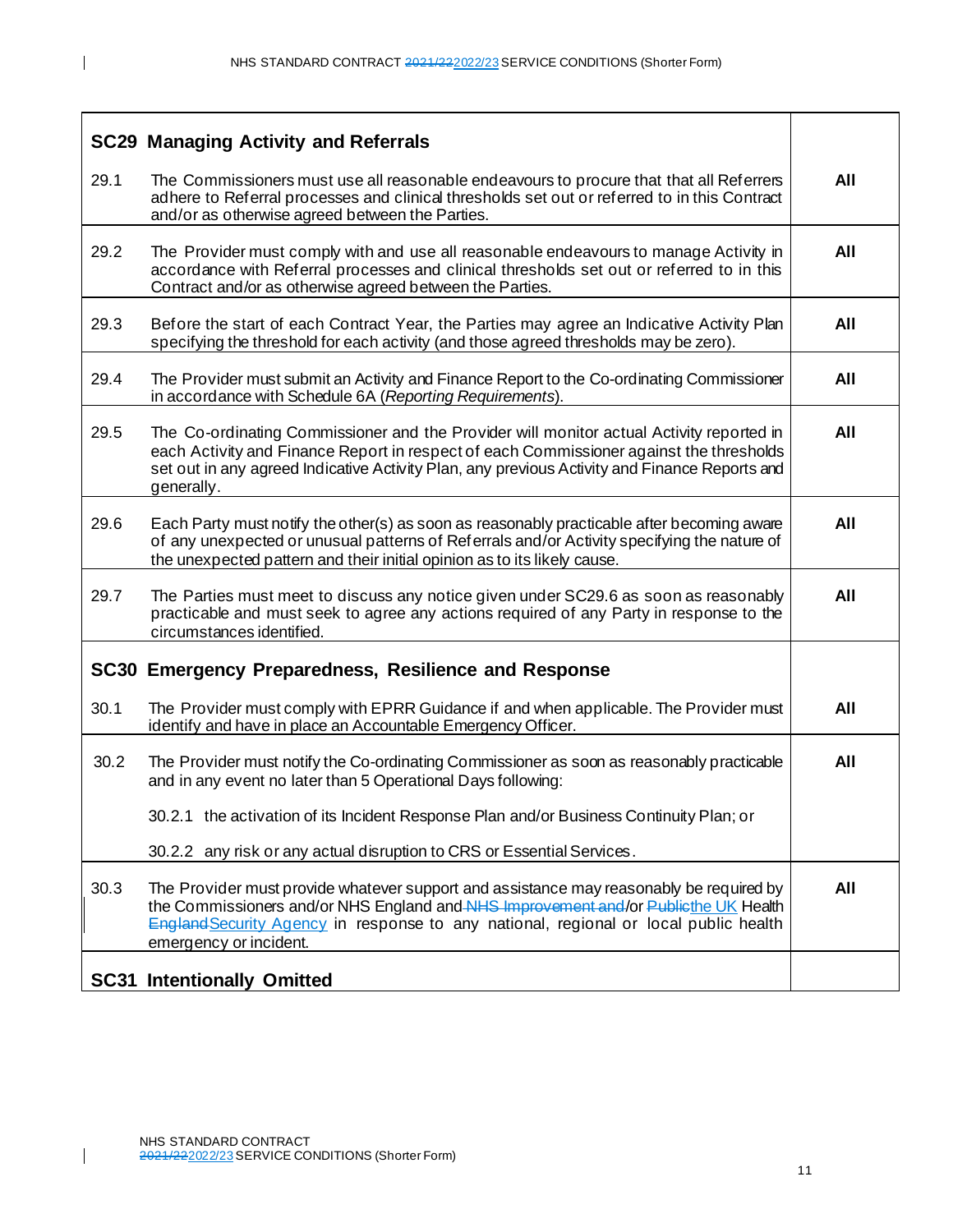| SC29 Managing Activity and Referrals | | |
|---|---|---|
| 29.1 | The Commissioners must use all reasonable endeavours to procure that that all Referrers adhere to Referral processes and clinical thresholds set out or referred to in this Contract and/or as otherwise agreed between the Parties. | **All** |
| 29.2 | The Provider must comply with and use all reasonable endeavours to manage Activity in accordance with Referral processes and clinical thresholds set out or referred to in this Contract and/or as otherwise agreed between the Parties. | **All** |
| 29.3 | Before the start of each Contract Year, the Parties may agree an Indicative Activity Plan specifying the threshold for each activity (and those agreed thresholds may be zero). | **All** |
| 29.4 | The Provider must submit an Activity and Finance Report to the Co-ordinating Commissioner in accordance with Schedule 6A (*Reporting Requirements*). | **All** |
| 29.5 | The Co-ordinating Commissioner and the Provider will monitor actual Activity reported in each Activity and Finance Report in respect of each Commissioner against the thresholds set out in any agreed Indicative Activity Plan, any previous Activity and Finance Reports and generally. | **All** |
| 29.6 | Each Party must notify the other(s) as soon as reasonably practicable after becoming aware of any unexpected or unusual patterns of Referrals and/or Activity specifying the nature of the unexpected pattern and their initial opinion as to its likely cause. | **All** |
| 29.7 | The Parties must meet to discuss any notice given under SC29.6 as soon as reasonably practicable and must seek to agree any actions required of any Party in response to the circumstances identified. | **All** |
| **SC30 Emergency Preparedness, Resilience and Response** | | |
| 30.1 | The Provider must comply with EPRR Guidance if and when applicable. The Provider must identify and have in place an Accountable Emergency Officer. | **All** |
| 30.2 | The Provider must notify the Co-ordinating Commissioner as soon as reasonably practicable and in any event no later than 5 Operational Days following:<br><br>30.2.1 the activation of its Incident Response Plan and/or Business Continuity Plan; or<br><br>30.2.2 any risk or any actual disruption to CRS or Essential Services. | **All** |
| 30.3 | The Provider must provide whatever support and assistance may reasonably be required by the Commissioners and/or NHS England ~~and NHS Improvement and~~/or ~~Public~~the UK Health ~~England~~Security Agency in response to any national, regional or local public health emergency or incident. | **All** |
| **SC31 Intentionally Omitted** | | |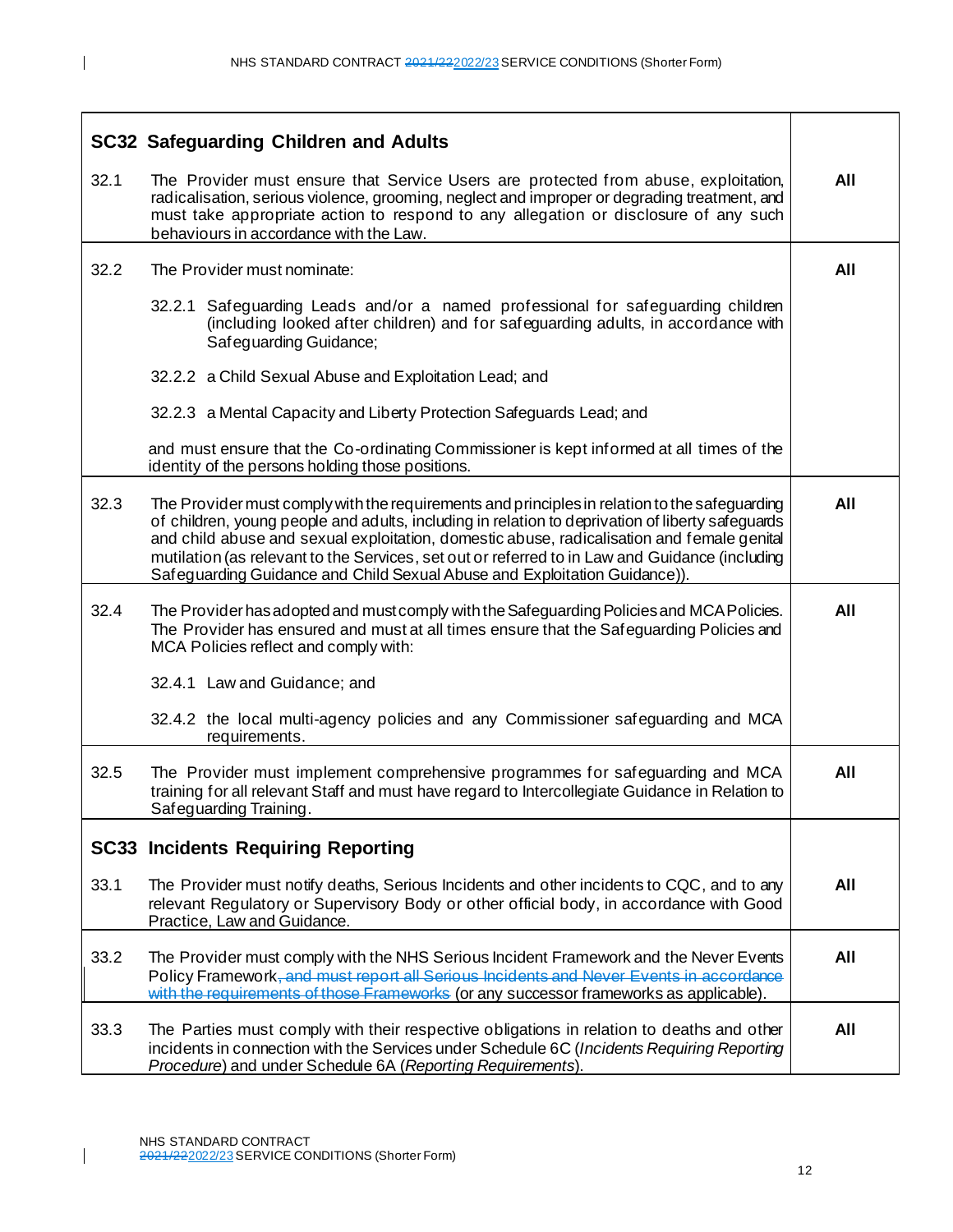| | | |
|---|---|---|
| **SC32** | **Safeguarding Children and Adults** | |
| 32.1 | The Provider must ensure that Service Users are protected from abuse, exploitation, radicalisation, serious violence, grooming, neglect and improper or degrading treatment, and must take appropriate action to respond to any allegation or disclosure of any such behaviours in accordance with the Law. | **All** |
| 32.2 | The Provider must nominate:<br><br>32.2.1 Safeguarding Leads and/or a named professional for safeguarding children (including looked after children) and for safeguarding adults, in accordance with Safeguarding Guidance;<br><br>32.2.2 a Child Sexual Abuse and Exploitation Lead; and<br><br>32.2.3 a Mental Capacity and Liberty Protection Safeguards Lead; and<br><br>and must ensure that the Co-ordinating Commissioner is kept informed at all times of the identity of the persons holding those positions. | **All** |
| 32.3 | The Provider must comply with the requirements and principles in relation to the safeguarding of children, young people and adults, including in relation to deprivation of liberty safeguards and child abuse and sexual exploitation, domestic abuse, radicalisation and female genital mutilation (as relevant to the Services, set out or referred to in Law and Guidance (including Safeguarding Guidance and Child Sexual Abuse and Exploitation Guidance)). | **All** |
| 32.4 | The Provider has adopted and must comply with the Safeguarding Policies and MCA Policies. The Provider has ensured and must at all times ensure that the Safeguarding Policies and MCA Policies reflect and comply with:<br><br>32.4.1 Law and Guidance; and<br><br>32.4.2 the local multi-agency policies and any Commissioner safeguarding and MCA requirements. | **All** |
| 32.5 | The Provider must implement comprehensive programmes for safeguarding and MCA training for all relevant Staff and must have regard to Intercollegiate Guidance in Relation to Safeguarding Training. | **All** |
| **SC33** | **Incidents Requiring Reporting** | |
| 33.1 | The Provider must notify deaths, Serious Incidents and other incidents to CQC, and to any relevant Regulatory or Supervisory Body or other official body, in accordance with Good Practice, Law and Guidance. | **All** |
| 33.2 | The Provider must comply with the NHS Serious Incident Framework and the Never Events Policy Framework~~, and must report all Serious Incidents and Never Events in accordance with the requirements of those Frameworks~~ (or any successor frameworks as applicable). | **All** |
| 33.3 | The Parties must comply with their respective obligations in relation to deaths and other incidents in connection with the Services under Schedule 6C (*Incidents Requiring Reporting Procedure*) and under Schedule 6A (*Reporting Requirements*). | **All** |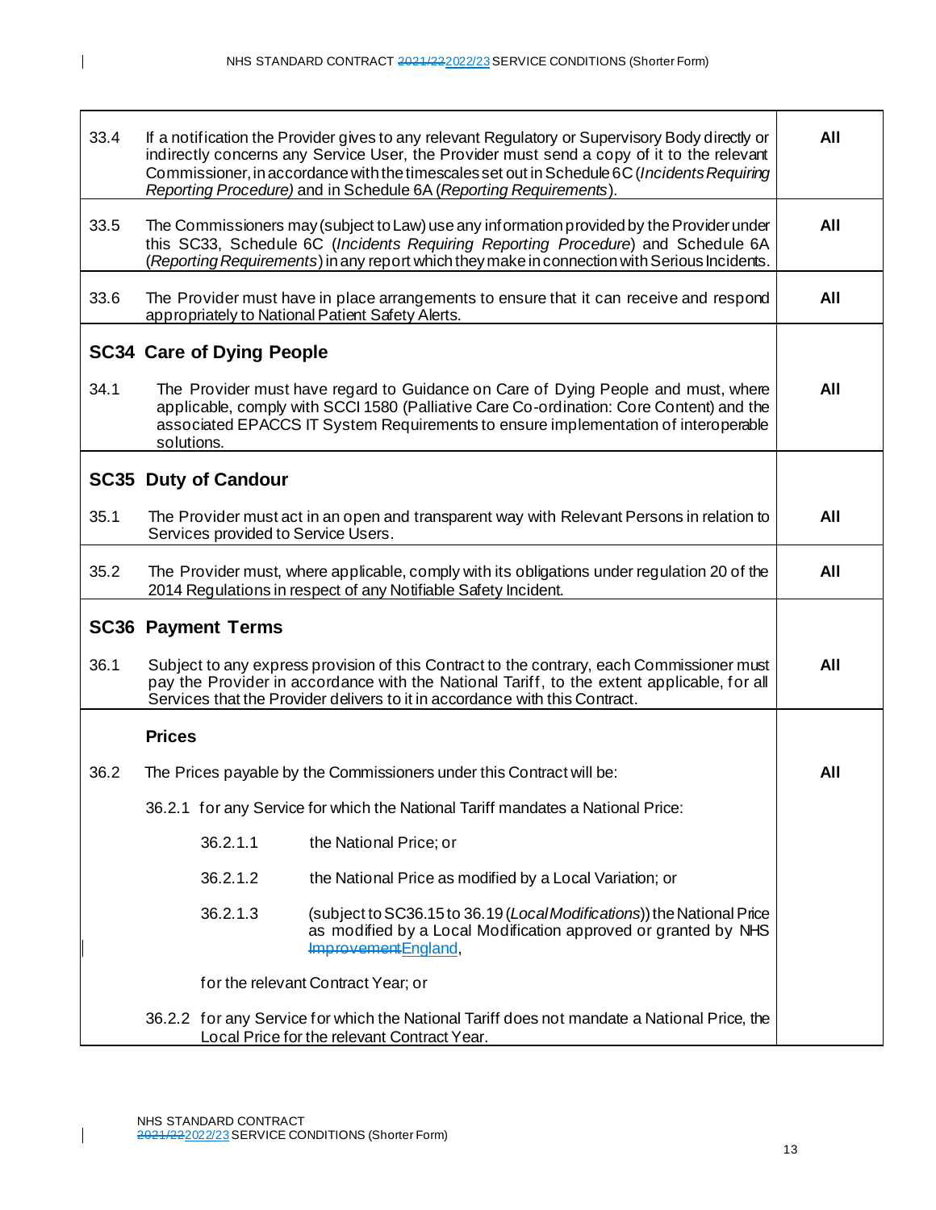| | | |
|---|---|---|
| 33.4 | If a notification the Provider gives to any relevant Regulatory or Supervisory Body directly or indirectly concerns any Service User, the Provider must send a copy of it to the relevant Commissioner, in accordance with the timescales set out in Schedule 6C (*Incidents Requiring Reporting Procedure)* and in Schedule 6A (*Reporting Requirements*). | **All** |
| 33.5 | The Commissioners may (subject to Law) use any information provided by the Provider under this SC33, Schedule 6C (*Incidents Requiring Reporting Procedure*) and Schedule 6A (*Reporting Requirements*) in any report which they make in connection with Serious Incidents. | **All** |
| 33.6 | The Provider must have in place arrangements to ensure that it can receive and respond appropriately to National Patient Safety Alerts. | **All** |
| **SC34** | **Care of Dying People** | |
| 34.1 | The Provider must have regard to Guidance on Care of Dying People and must, where applicable, comply with SCCI 1580 (Palliative Care Co-ordination: Core Content) and the associated EPACCS IT System Requirements to ensure implementation of interoperable solutions. | **All** |
| **SC35** | **Duty of Candour** | |
| 35.1 | The Provider must act in an open and transparent way with Relevant Persons in relation to Services provided to Service Users. | **All** |
| 35.2 | The Provider must, where applicable, comply with its obligations under regulation 20 of the 2014 Regulations in respect of any Notifiable Safety Incident. | **All** |
| **SC36** | **Payment Terms** | |
| 36.1 | Subject to any express provision of this Contract to the contrary, each Commissioner must pay the Provider in accordance with the National Tariff, to the extent applicable, for all Services that the Provider delivers to it in accordance with this Contract. | **All** |
| | **Prices** | |
| 36.2 | The Prices payable by the Commissioners under this Contract will be:<br><br>36.2.1 for any Service for which the National Tariff mandates a National Price:<br><br>36.2.1.1 the National Price; or<br><br>36.2.1.2 the National Price as modified by a Local Variation; or<br><br>36.2.1.3 (subject to SC36.15 to 36.19 (*Local Modifications*)) the National Price as modified by a Local Modification approved or granted by NHS ~~Improvement~~England,<br><br>for the relevant Contract Year; or<br><br>36.2.2 for any Service for which the National Tariff does not mandate a National Price, the Local Price for the relevant Contract Year. | **All** |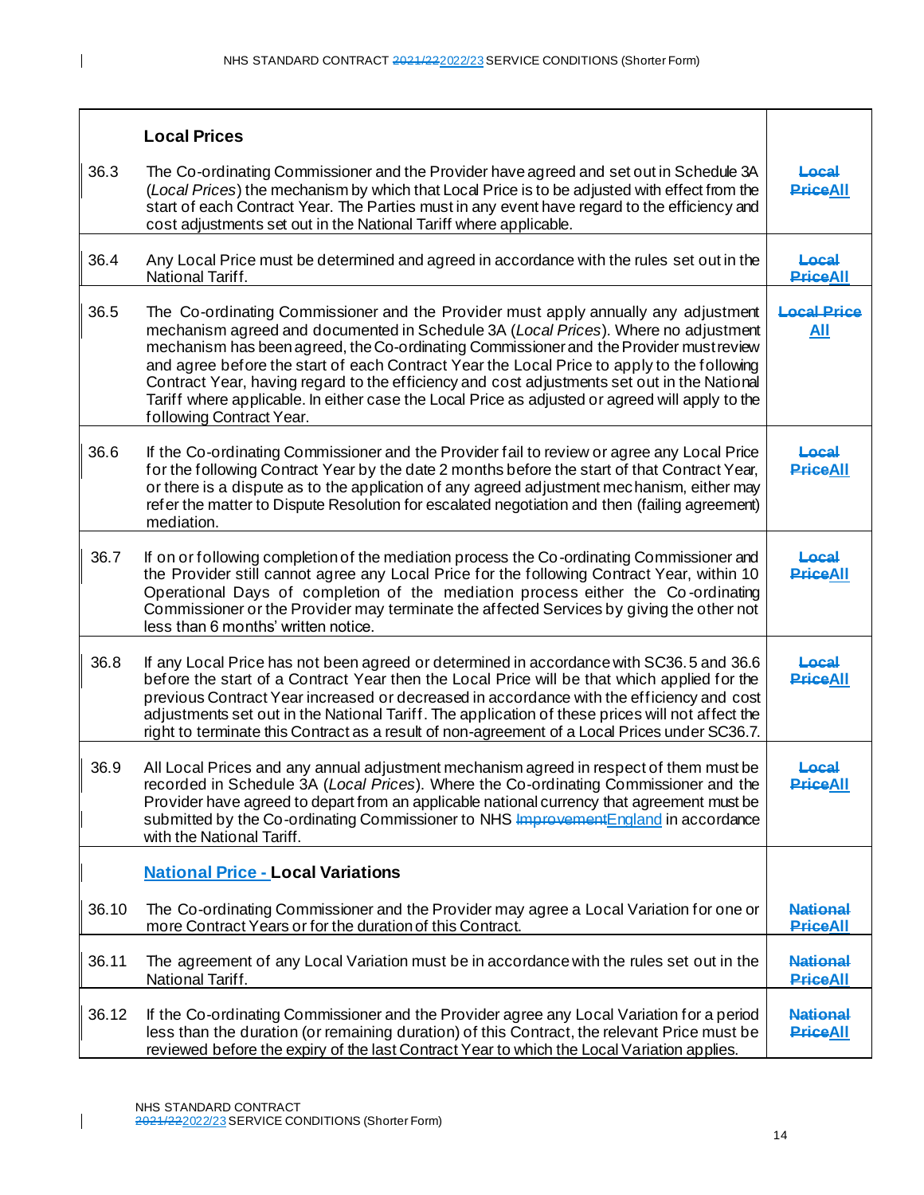| | **Local Prices** | |
|---|---|---|
| 36.3 | The Co-ordinating Commissioner and the Provider have agreed and set out in Schedule 3A (*Local Prices*) the mechanism by which that Local Price is to be adjusted with effect from the start of each Contract Year. The Parties must in any event have regard to the efficiency and cost adjustments set out in the National Tariff where applicable. | ~~Local Price~~All |
| 36.4 | Any Local Price must be determined and agreed in accordance with the rules set out in the National Tariff. | ~~Local Price~~All |
| 36.5 | The Co-ordinating Commissioner and the Provider must apply annually any adjustment mechanism agreed and documented in Schedule 3A (*Local Prices*). Where no adjustment mechanism has been agreed, the Co-ordinating Commissioner and the Provider must review and agree before the start of each Contract Year the Local Price to apply to the following Contract Year, having regard to the efficiency and cost adjustments set out in the National Tariff where applicable. In either case the Local Price as adjusted or agreed will apply to the following Contract Year. | ~~Local Price~~ All |
| 36.6 | If the Co-ordinating Commissioner and the Provider fail to review or agree any Local Price for the following Contract Year by the date 2 months before the start of that Contract Year, or there is a dispute as to the application of any agreed adjustment mechanism, either may refer the matter to Dispute Resolution for escalated negotiation and then (failing agreement) mediation. | ~~Local Price~~All |
| 36.7 | If on or following completion of the mediation process the Co-ordinating Commissioner and the Provider still cannot agree any Local Price for the following Contract Year, within 10 Operational Days of completion of the mediation process either the Co-ordinating Commissioner or the Provider may terminate the affected Services by giving the other not less than 6 months' written notice. | ~~Local Price~~All |
| 36.8 | If any Local Price has not been agreed or determined in accordance with SC36.5 and 36.6 before the start of a Contract Year then the Local Price will be that which applied for the previous Contract Year increased or decreased in accordance with the efficiency and cost adjustments set out in the National Tariff. The application of these prices will not affect the right to terminate this Contract as a result of non-agreement of a Local Prices under SC36.7. | ~~Local Price~~All |
| 36.9 | All Local Prices and any annual adjustment mechanism agreed in respect of them must be recorded in Schedule 3A (*Local Prices*). Where the Co-ordinating Commissioner and the Provider have agreed to depart from an applicable national currency that agreement must be submitted by the Co-ordinating Commissioner to NHS ~~Improvement~~England in accordance with the National Tariff. | ~~Local Price~~All |
| | **National Price - Local Variations** | |
| 36.10 | The Co-ordinating Commissioner and the Provider may agree a Local Variation for one or more Contract Years or for the duration of this Contract. | ~~National Price~~All |
| 36.11 | The agreement of any Local Variation must be in accordance with the rules set out in the National Tariff. | ~~National Price~~All |
| 36.12 | If the Co-ordinating Commissioner and the Provider agree any Local Variation for a period less than the duration (or remaining duration) of this Contract, the relevant Price must be reviewed before the expiry of the last Contract Year to which the Local Variation applies. | ~~National Price~~All |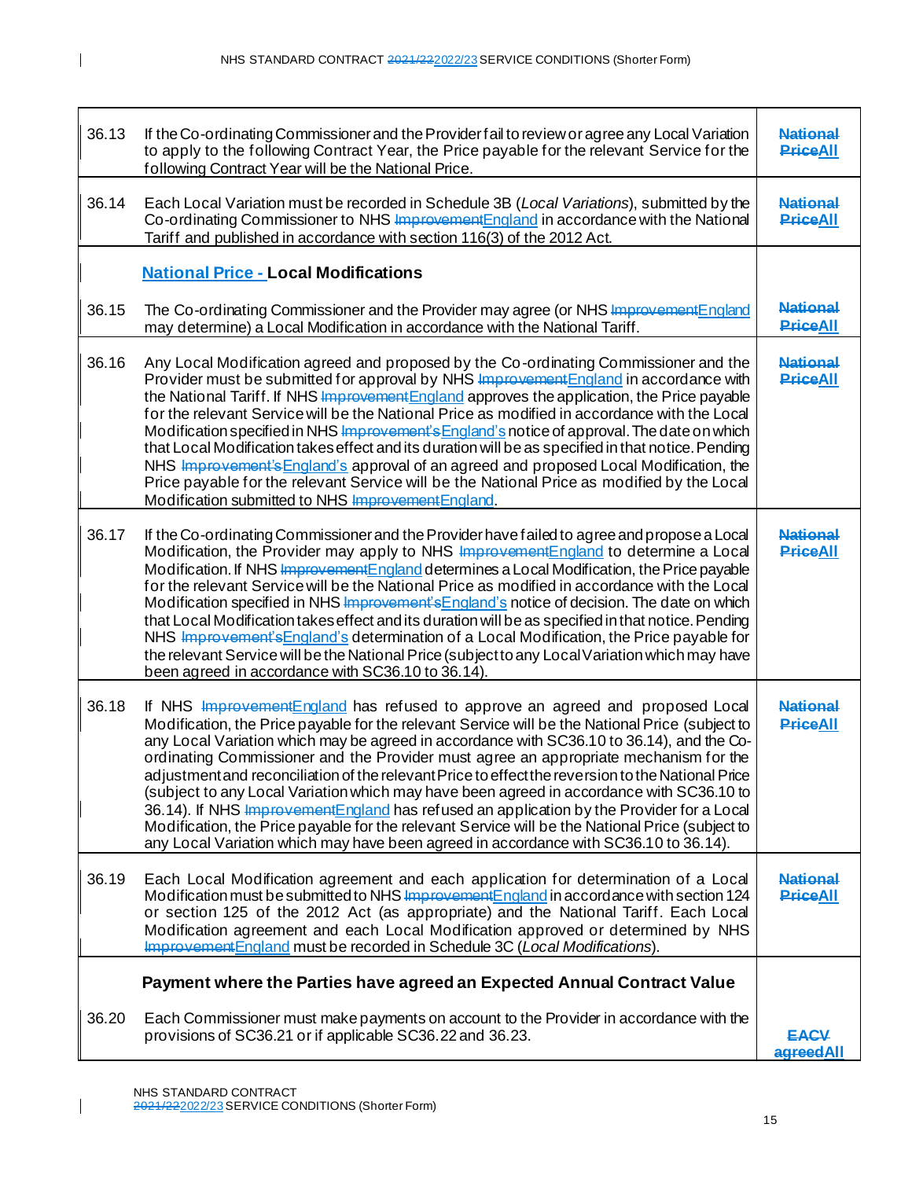| | | |
|---|---|---|
| 36.13 | If the Co-ordinating Commissioner and the Provider fail to review or agree any Local Variation to apply to the following Contract Year, the Price payable for the relevant Service for the following Contract Year will be the National Price. | ~~National Price~~All |
| 36.14 | Each Local Variation must be recorded in Schedule 3B (*Local Variations*), submitted by the Co-ordinating Commissioner to NHS ~~Improvement~~England in accordance with the National Tariff and published in accordance with section 116(3) of the 2012 Act. | ~~National Price~~All |
| | **National Price - Local Modifications** | |
| 36.15 | The Co-ordinating Commissioner and the Provider may agree (or NHS ~~Improvement~~England may determine) a Local Modification in accordance with the National Tariff. | ~~National Price~~All |
| 36.16 | Any Local Modification agreed and proposed by the Co-ordinating Commissioner and the Provider must be submitted for approval by NHS ~~Improvement~~England in accordance with the National Tariff. If NHS ~~Improvement~~England approves the application, the Price payable for the relevant Service will be the National Price as modified in accordance with the Local Modification specified in NHS ~~Improvement's~~England's notice of approval. The date on which that Local Modification takes effect and its duration will be as specified in that notice. Pending NHS ~~Improvement's~~England's approval of an agreed and proposed Local Modification, the Price payable for the relevant Service will be the National Price as modified by the Local Modification submitted to NHS ~~Improvement~~England. | ~~National Price~~All |
| 36.17 | If the Co-ordinating Commissioner and the Provider have failed to agree and propose a Local Modification, the Provider may apply to NHS ~~Improvement~~England to determine a Local Modification. If NHS ~~Improvement~~England determines a Local Modification, the Price payable for the relevant Service will be the National Price as modified in accordance with the Local Modification specified in NHS ~~Improvement's~~England's notice of decision. The date on which that Local Modification takes effect and its duration will be as specified in that notice. Pending NHS ~~Improvement's~~England's determination of a Local Modification, the Price payable for the relevant Service will be the National Price (subject to any Local Variation which may have been agreed in accordance with SC36.10 to 36.14). | ~~National Price~~All |
| 36.18 | If NHS ~~Improvement~~England has refused to approve an agreed and proposed Local Modification, the Price payable for the relevant Service will be the National Price (subject to any Local Variation which may be agreed in accordance with SC36.10 to 36.14), and the Co-ordinating Commissioner and the Provider must agree an appropriate mechanism for the adjustment and reconciliation of the relevant Price to effect the reversion to the National Price (subject to any Local Variation which may have been agreed in accordance with SC36.10 to 36.14). If NHS ~~Improvement~~England has refused an application by the Provider for a Local Modification, the Price payable for the relevant Service will be the National Price (subject to any Local Variation which may have been agreed in accordance with SC36.10 to 36.14). | ~~National Price~~All |
| 36.19 | Each Local Modification agreement and each application for determination of a Local Modification must be submitted to NHS ~~Improvement~~England in accordance with section 124 or section 125 of the 2012 Act (as appropriate) and the National Tariff. Each Local Modification agreement and each Local Modification approved or determined by NHS ~~Improvement~~England must be recorded in Schedule 3C (*Local Modifications*). | ~~National Price~~All |
| | **Payment where the Parties have agreed an Expected Annual Contract Value** | |
| 36.20 | Each Commissioner must make payments on account to the Provider in accordance with the provisions of SC36.21 or if applicable SC36.22 and 36.23. | ~~EACV agreed~~All |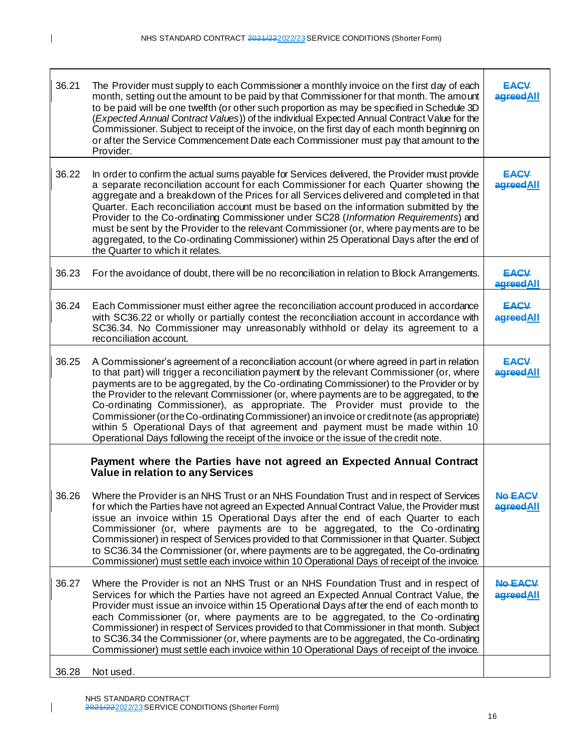| | | |
|---|---|---|
| 36.21 | The Provider must supply to each Commissioner a monthly invoice on the first day of each month, setting out the amount to be paid by that Commissioner for that month. The amount to be paid will be one twelfth (or other such proportion as may be specified in Schedule 3D (*Expected Annual Contract Values*)) of the individual Expected Annual Contract Value for the Commissioner. Subject to receipt of the invoice, on the first day of each month beginning on or after the Service Commencement Date each Commissioner must pay that amount to the Provider. | ~~EACV agreed~~All |
| 36.22 | In order to confirm the actual sums payable for Services delivered, the Provider must provide a separate reconciliation account for each Commissioner for each Quarter showing the aggregate and a breakdown of the Prices for all Services delivered and completed in that Quarter. Each reconciliation account must be based on the information submitted by the Provider to the Co-ordinating Commissioner under SC28 (*Information Requirements*) and must be sent by the Provider to the relevant Commissioner (or, where payments are to be aggregated, to the Co-ordinating Commissioner) within 25 Operational Days after the end of the Quarter to which it relates. | ~~EACV agreed~~All |
| 36.23 | For the avoidance of doubt, there will be no reconciliation in relation to Block Arrangements. | ~~EACV agreed~~All |
| 36.24 | Each Commissioner must either agree the reconciliation account produced in accordance with SC36.22 or wholly or partially contest the reconciliation account in accordance with SC36.34. No Commissioner may unreasonably withhold or delay its agreement to a reconciliation account. | ~~EACV agreed~~All |
| 36.25 | A Commissioner's agreement of a reconciliation account (or where agreed in part in relation to that part) will trigger a reconciliation payment by the relevant Commissioner (or, where payments are to be aggregated, by the Co-ordinating Commissioner) to the Provider or by the Provider to the relevant Commissioner (or, where payments are to be aggregated, to the Co-ordinating Commissioner), as appropriate. The Provider must provide to the Commissioner (or the Co-ordinating Commissioner) an invoice or credit note (as appropriate) within 5 Operational Days of that agreement and payment must be made within 10 Operational Days following the receipt of the invoice or the issue of the credit note. | ~~EACV agreed~~All |
| | **Payment where the Parties have not agreed an Expected Annual Contract Value in relation to any Services** | |
| 36.26 | Where the Provider is an NHS Trust or an NHS Foundation Trust and in respect of Services for which the Parties have not agreed an Expected Annual Contract Value, the Provider must issue an invoice within 15 Operational Days after the end of each Quarter to each Commissioner (or, where payments are to be aggregated, to the Co-ordinating Commissioner) in respect of Services provided to that Commissioner in that Quarter. Subject to SC36.34 the Commissioner (or, where payments are to be aggregated, the Co-ordinating Commissioner) must settle each invoice within 10 Operational Days of receipt of the invoice. | ~~No EACV agreed~~All |
| 36.27 | Where the Provider is not an NHS Trust or an NHS Foundation Trust and in respect of Services for which the Parties have not agreed an Expected Annual Contract Value, the Provider must issue an invoice within 15 Operational Days after the end of each month to each Commissioner (or, where payments are to be aggregated, to the Co-ordinating Commissioner) in respect of Services provided to that Commissioner in that month. Subject to SC36.34 the Commissioner (or, where payments are to be aggregated, the Co-ordinating Commissioner) must settle each invoice within 10 Operational Days of receipt of the invoice. | ~~No EACV agreed~~All |
| 36.28 | Not used. | |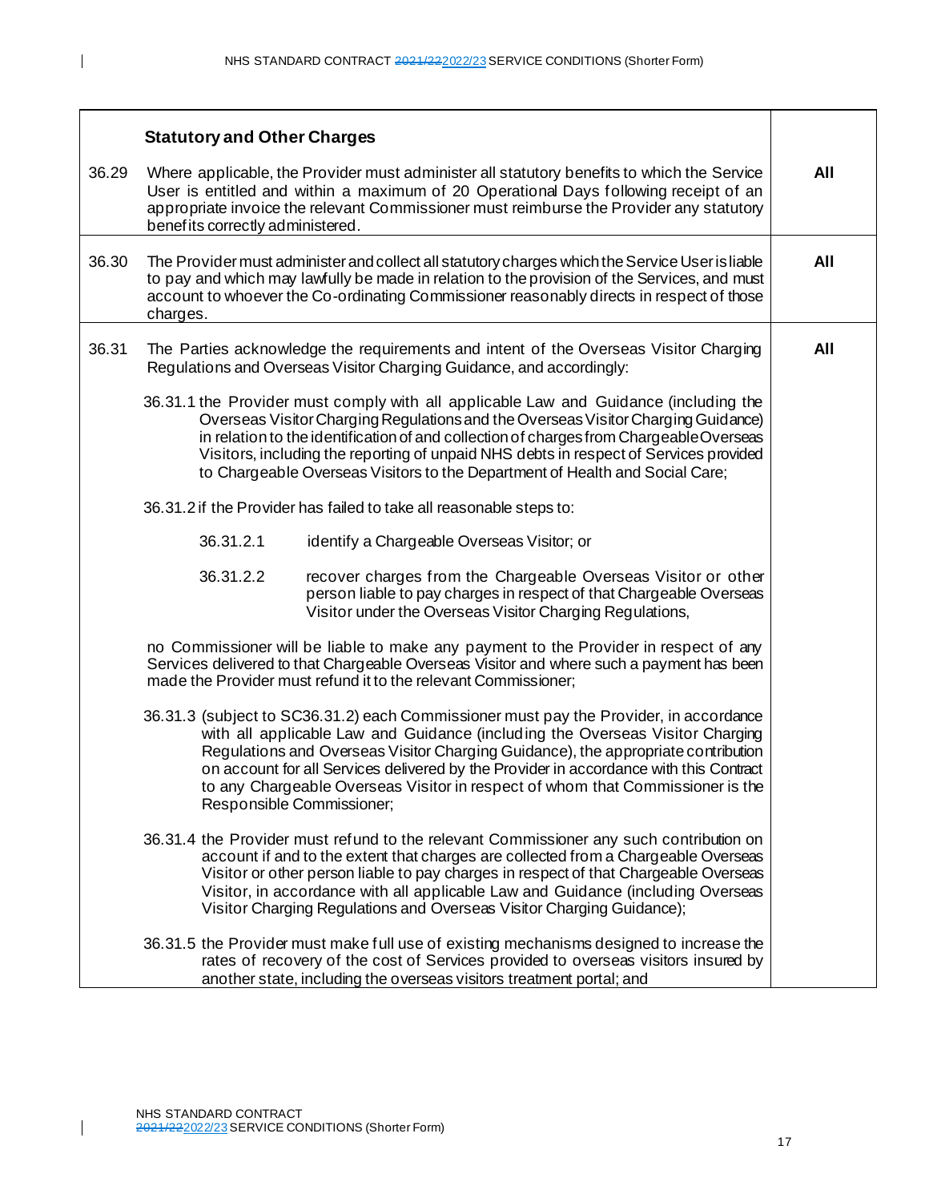| | **Statutory and Other Charges** | |
|---|---|---|
| 36.29 | Where applicable, the Provider must administer all statutory benefits to which the Service User is entitled and within a maximum of 20 Operational Days following receipt of an appropriate invoice the relevant Commissioner must reimburse the Provider any statutory benefits correctly administered. | **All** |
| 36.30 | The Provider must administer and collect all statutory charges which the Service User is liable to pay and which may lawfully be made in relation to the provision of the Services, and must account to whoever the Co-ordinating Commissioner reasonably directs in respect of those charges. | **All** |
| 36.31 | The Parties acknowledge the requirements and intent of the Overseas Visitor Charging Regulations and Overseas Visitor Charging Guidance, and accordingly:<br><br>36.31.1 the Provider must comply with all applicable Law and Guidance (including the Overseas Visitor Charging Regulations and the Overseas Visitor Charging Guidance) in relation to the identification of and collection of charges from Chargeable Overseas Visitors, including the reporting of unpaid NHS debts in respect of Services provided to Chargeable Overseas Visitors to the Department of Health and Social Care;<br><br>36.31.2 if the Provider has failed to take all reasonable steps to:<br><br>36.31.2.1 identify a Chargeable Overseas Visitor; or<br><br>36.31.2.2 recover charges from the Chargeable Overseas Visitor or other person liable to pay charges in respect of that Chargeable Overseas Visitor under the Overseas Visitor Charging Regulations,<br><br>no Commissioner will be liable to make any payment to the Provider in respect of any Services delivered to that Chargeable Overseas Visitor and where such a payment has been made the Provider must refund it to the relevant Commissioner;<br><br>36.31.3 (subject to SC36.31.2) each Commissioner must pay the Provider, in accordance with all applicable Law and Guidance (including the Overseas Visitor Charging Regulations and Overseas Visitor Charging Guidance), the appropriate contribution on account for all Services delivered by the Provider in accordance with this Contract to any Chargeable Overseas Visitor in respect of whom that Commissioner is the Responsible Commissioner;<br><br>36.31.4 the Provider must refund to the relevant Commissioner any such contribution on account if and to the extent that charges are collected from a Chargeable Overseas Visitor or other person liable to pay charges in respect of that Chargeable Overseas Visitor, in accordance with all applicable Law and Guidance (including Overseas Visitor Charging Regulations and Overseas Visitor Charging Guidance);<br><br>36.31.5 the Provider must make full use of existing mechanisms designed to increase the rates of recovery of the cost of Services provided to overseas visitors insured by another state, including the overseas visitors treatment portal; and | **All** |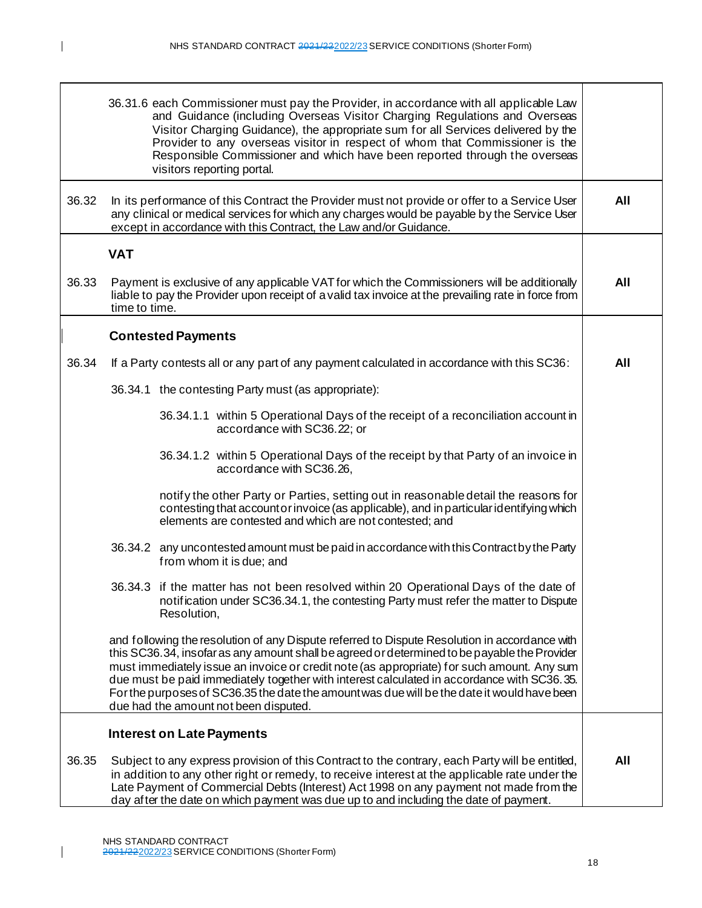| | | |
|---|---|---|
| | 36.31.6 each Commissioner must pay the Provider, in accordance with all applicable Law and Guidance (including Overseas Visitor Charging Regulations and Overseas Visitor Charging Guidance), the appropriate sum for all Services delivered by the Provider to any overseas visitor in respect of whom that Commissioner is the Responsible Commissioner and which have been reported through the overseas visitors reporting portal. | |
| 36.32 | In its performance of this Contract the Provider must not provide or offer to a Service User any clinical or medical services for which any charges would be payable by the Service User except in accordance with this Contract, the Law and/or Guidance. | **All** |
| | **VAT** | |
| 36.33 | Payment is exclusive of any applicable VAT for which the Commissioners will be additionally liable to pay the Provider upon receipt of a valid tax invoice at the prevailing rate in force from time to time. | **All** |
| | **Contested Payments** | |
| 36.34 | If a Party contests all or any part of any payment calculated in accordance with this SC36:<br><br>36.34.1 the contesting Party must (as appropriate):<br><br>36.34.1.1 within 5 Operational Days of the receipt of a reconciliation account in accordance with SC36.22; or<br><br>36.34.1.2 within 5 Operational Days of the receipt by that Party of an invoice in accordance with SC36.26,<br><br>notify the other Party or Parties, setting out in reasonable detail the reasons for contesting that account or invoice (as applicable), and in particular identifying which elements are contested and which are not contested; and<br><br>36.34.2 any uncontested amount must be paid in accordance with this Contract by the Party from whom it is due; and<br><br>36.34.3 if the matter has not been resolved within 20 Operational Days of the date of notification under SC36.34.1, the contesting Party must refer the matter to Dispute Resolution,<br><br>and following the resolution of any Dispute referred to Dispute Resolution in accordance with this SC36.34, insofar as any amount shall be agreed or determined to be payable the Provider must immediately issue an invoice or credit note (as appropriate) for such amount. Any sum due must be paid immediately together with interest calculated in accordance with SC36.35. For the purposes of SC36.35 the date the amount was due will be the date it would have been due had the amount not been disputed. | **All** |
| | **Interest on Late Payments** | |
| 36.35 | Subject to any express provision of this Contract to the contrary, each Party will be entitled, in addition to any other right or remedy, to receive interest at the applicable rate under the Late Payment of Commercial Debts (Interest) Act 1998 on any payment not made from the day after the date on which payment was due up to and including the date of payment. | **All** |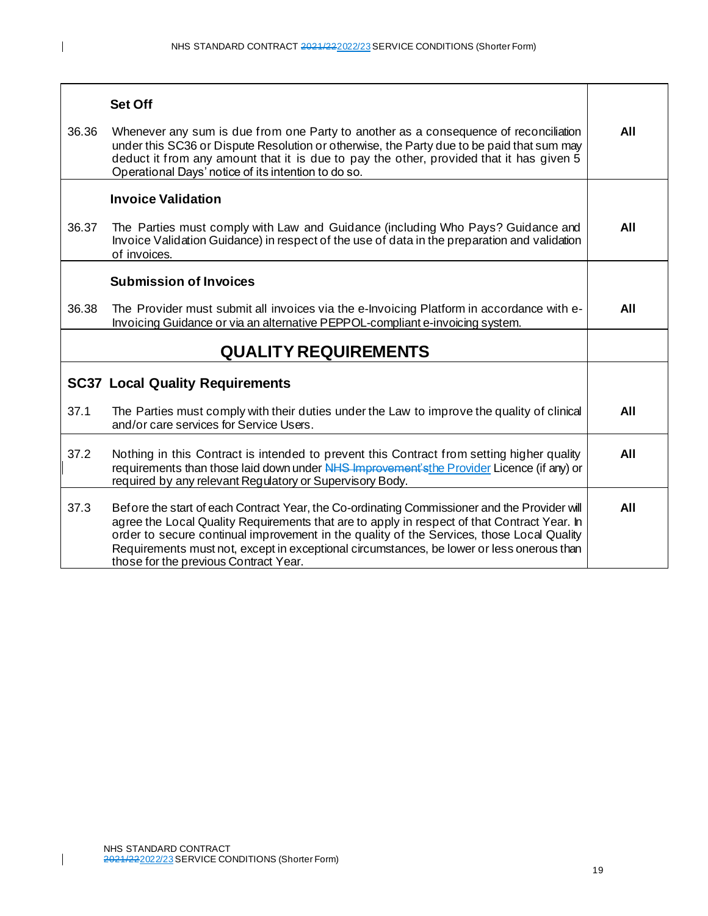| | | |
|---|---|---|
| | **Set Off** | |
| 36.36 | Whenever any sum is due from one Party to another as a consequence of reconciliation under this SC36 or Dispute Resolution or otherwise, the Party due to be paid that sum may deduct it from any amount that it is due to pay the other, provided that it has given 5 Operational Days' notice of its intention to do so. | **All** |
| | **Invoice Validation** | |
| 36.37 | The Parties must comply with Law and Guidance (including Who Pays? Guidance and Invoice Validation Guidance) in respect of the use of data in the preparation and validation of invoices. | **All** |
| | **Submission of Invoices** | |
| 36.38 | The Provider must submit all invoices via the e-Invoicing Platform in accordance with e-Invoicing Guidance or via an alternative PEPPOL-compliant e-invoicing system. | **All** |
| | **QUALITY REQUIREMENTS** | |
| **SC37** | **Local Quality Requirements** | |
| 37.1 | The Parties must comply with their duties under the Law to improve the quality of clinical and/or care services for Service Users. | **All** |
| 37.2 | Nothing in this Contract is intended to prevent this Contract from setting higher quality requirements than those laid down under ~~NHS Improvement's~~the Provider Licence (if any) or required by any relevant Regulatory or Supervisory Body. | **All** |
| 37.3 | Before the start of each Contract Year, the Co-ordinating Commissioner and the Provider will agree the Local Quality Requirements that are to apply in respect of that Contract Year. In order to secure continual improvement in the quality of the Services, those Local Quality Requirements must not, except in exceptional circumstances, be lower or less onerous than those for the previous Contract Year. | **All** |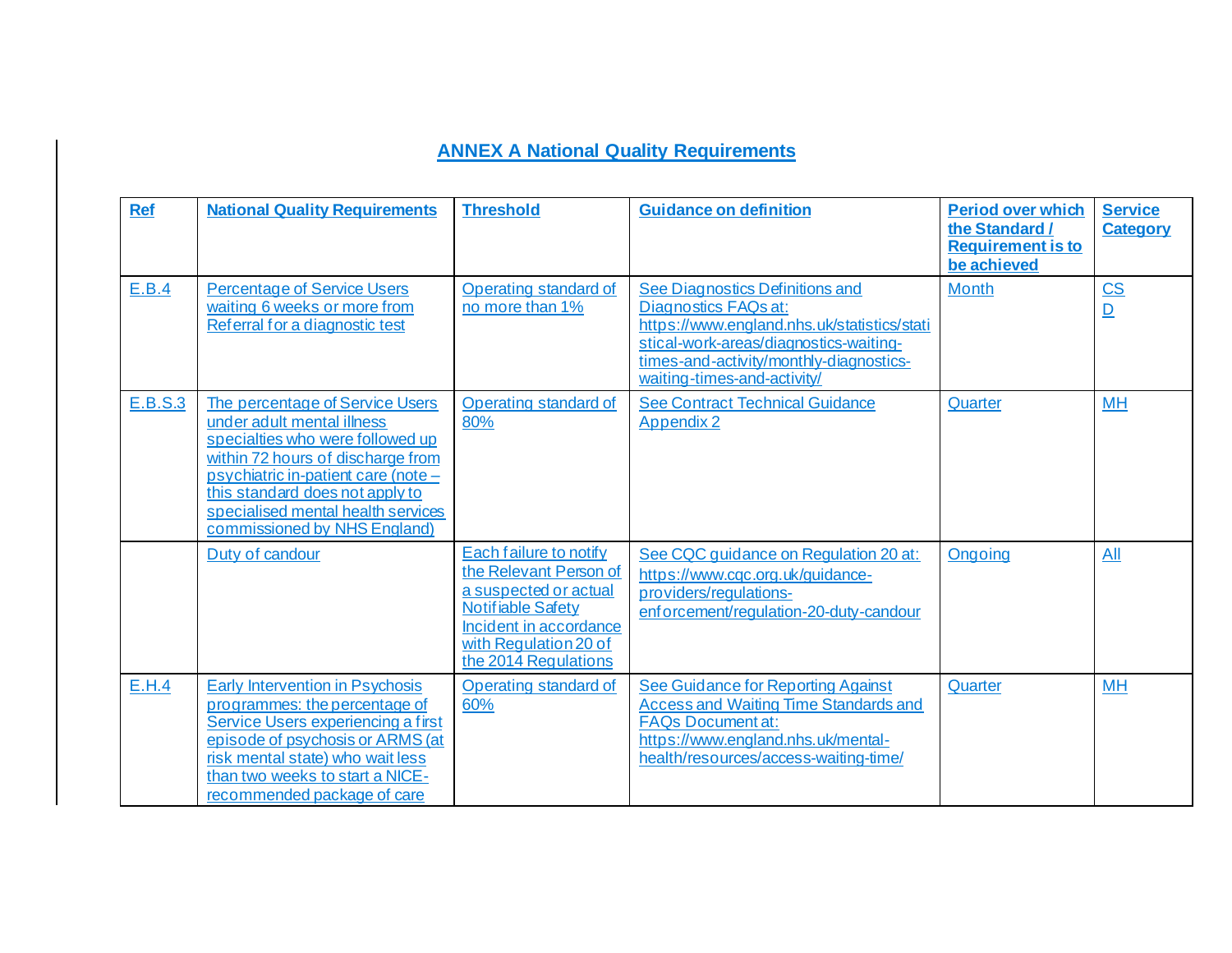## ANNEX A National Quality Requirements

| Ref | National Quality Requirements | Threshold | Guidance on definition | Period over which the Standard / Requirement is to be achieved | Service Category |
|---|---|---|---|---|---|
| E.B.4 | Percentage of Service Users waiting 6 weeks or more from Referral for a diagnostic test | Operating standard of no more than 1% | See Diagnostics Definitions and Diagnostics FAQs at: https://www.england.nhs.uk/statistics/statistical-work-areas/diagnostics-waiting-times-and-activity/monthly-diagnostics-waiting-times-and-activity/ | Month | CS D |
| E.B.S.3 | The percentage of Service Users under adult mental illness specialties who were followed up within 72 hours of discharge from psychiatric in-patient care (note – this standard does not apply to specialised mental health services commissioned by NHS England) | Operating standard of 80% | See Contract Technical Guidance Appendix 2 | Quarter | MH |
| | Duty of candour | Each failure to notify the Relevant Person of a suspected or actual Notifiable Safety Incident in accordance with Regulation 20 of the 2014 Regulations | See CQC guidance on Regulation 20 at: https://www.cqc.org.uk/guidance-providers/regulations-enforcement/regulation-20-duty-candour | Ongoing | All |
| E.H.4 | Early Intervention in Psychosis programmes: the percentage of Service Users experiencing a first episode of psychosis or ARMS (at risk mental state) who wait less than two weeks to start a NICE-recommended package of care | Operating standard of 60% | See Guidance for Reporting Against Access and Waiting Time Standards and FAQs Document at: https://www.england.nhs.uk/mental-health/resources/access-waiting-time/ | Quarter | MH |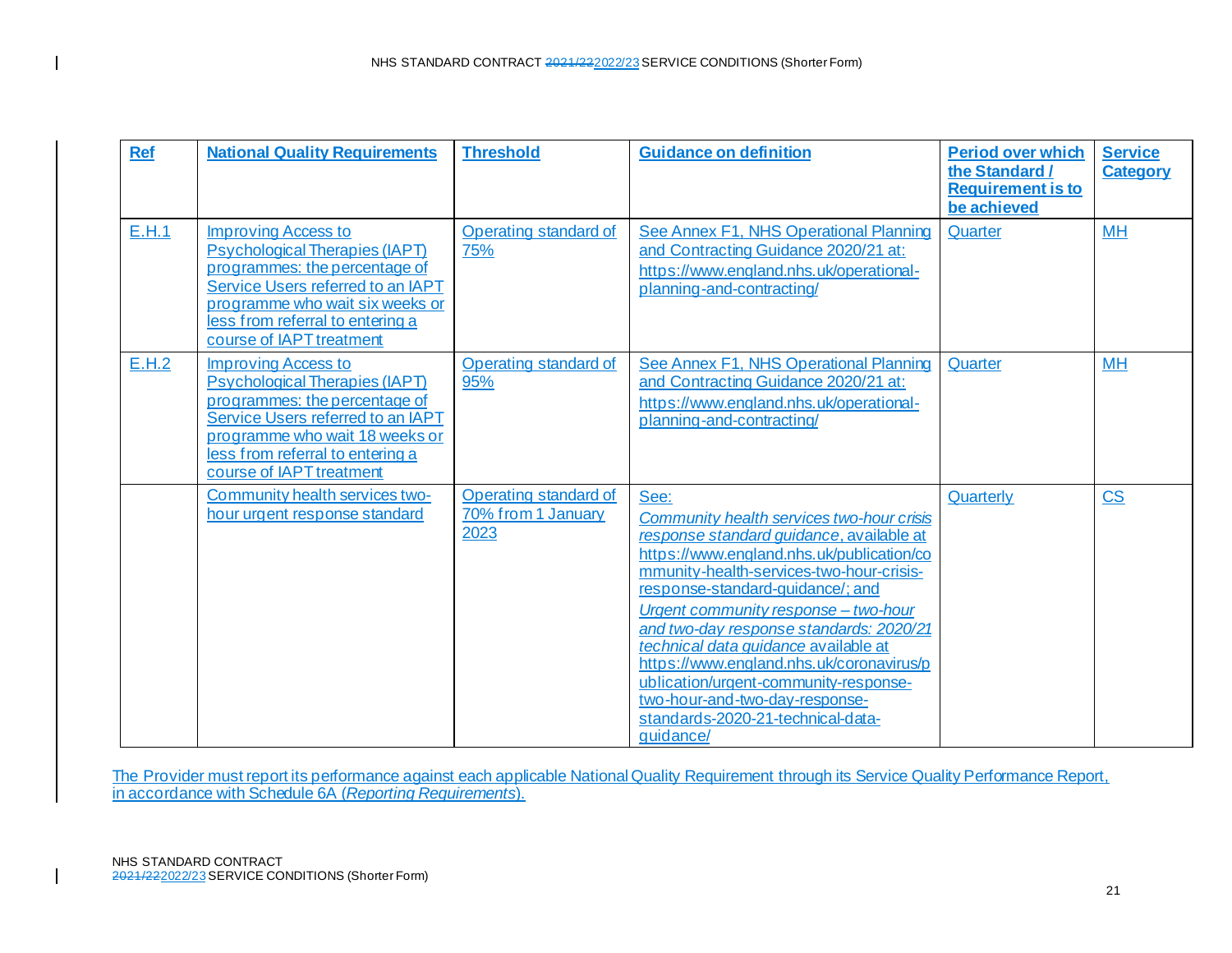| Ref | National Quality Requirements | Threshold | Guidance on definition | Period over which the Standard / Requirement is to be achieved | Service Category |
|---|---|---|---|---|---|
| E.H.1 | Improving Access to Psychological Therapies (IAPT) programmes: the percentage of Service Users referred to an IAPT programme who wait six weeks or less from referral to entering a course of IAPT treatment | Operating standard of 75% | See Annex F1, NHS Operational Planning and Contracting Guidance 2020/21 at: https://www.england.nhs.uk/operational-planning-and-contracting/ | Quarter | MH |
| E.H.2 | Improving Access to Psychological Therapies (IAPT) programmes: the percentage of Service Users referred to an IAPT programme who wait 18 weeks or less from referral to entering a course of IAPT treatment | Operating standard of 95% | See Annex F1, NHS Operational Planning and Contracting Guidance 2020/21 at: https://www.england.nhs.uk/operational-planning-and-contracting/ | Quarter | MH |
| | Community health services two-hour urgent response standard | Operating standard of 70% from 1 January 2023 | See: *Community health services two-hour crisis response standard guidance*, available at https://www.england.nhs.uk/publication/community-health-services-two-hour-crisis-response-standard-guidance/; and *Urgent community response – two-hour and two-day response standards: 2020/21 technical data guidance* available at https://www.england.nhs.uk/coronavirus/publication/urgent-community-response-two-hour-and-two-day-response-standards-2020-21-technical-data-guidance/ | Quarterly | CS |

The Provider must report its performance against each applicable National Quality Requirement through its Service Quality Performance Report, in accordance with Schedule 6A (*Reporting Requirements*).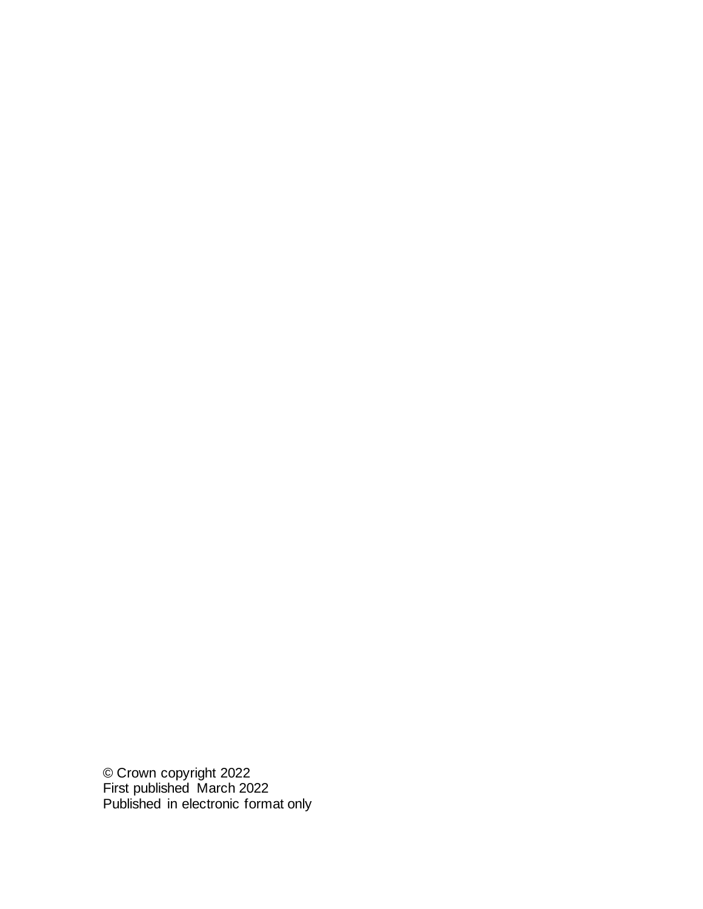© Crown copyright 2022
First published March 2022
Published in electronic format only